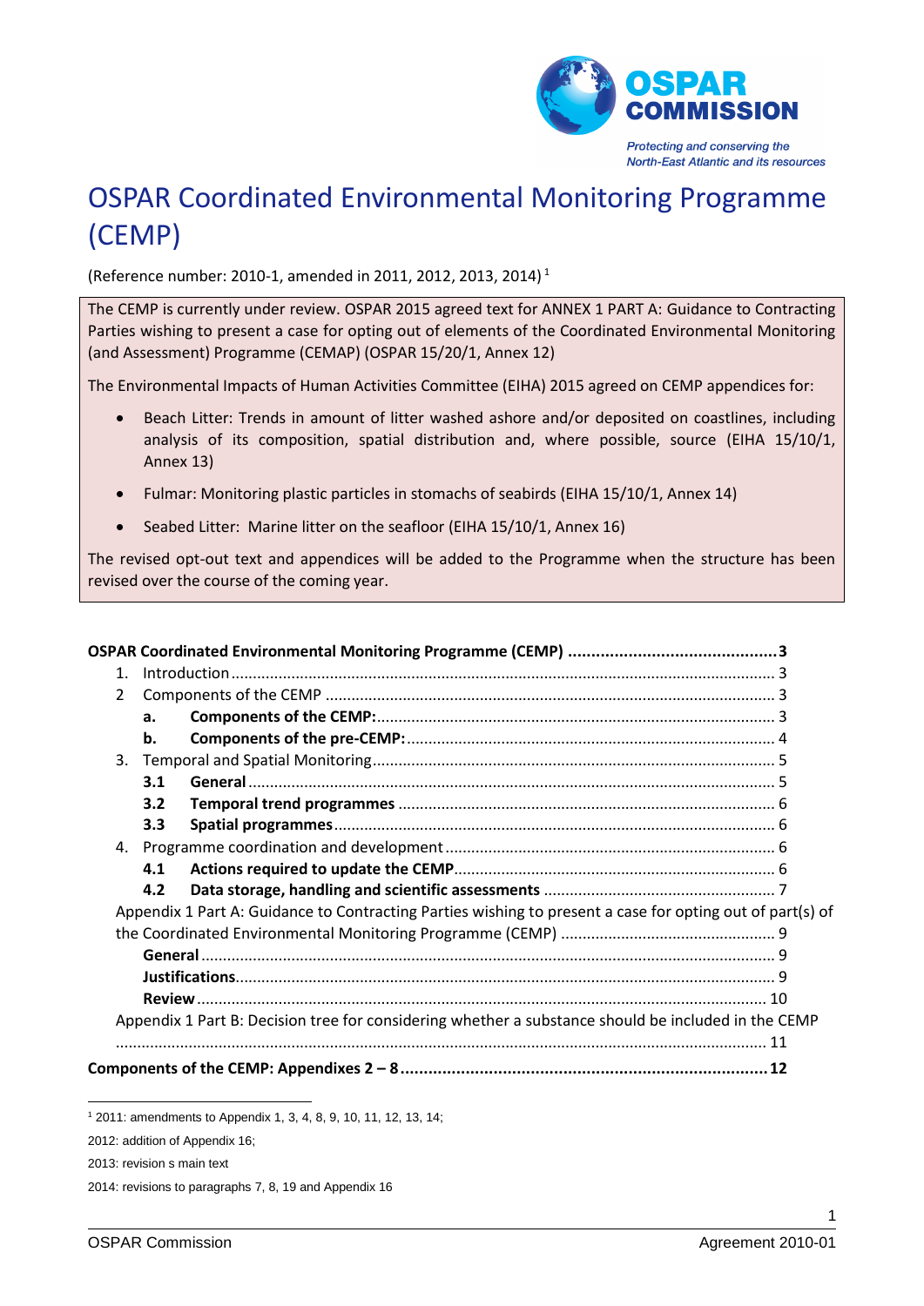# OSPAR Coordinated Environmental Monitoring Programme (CEMP)

(Reference number: 2010-1, amended in 2011, 2012, 2013, 2014)[1]

The CEMP is currently under review. OSPAR 2015 agreed text for ANNEX 1 PART A: Guidance to Contracting Parties wishing to present a case for opting out of elements of the Coordinated Environmental Monitoring (and Assessment) Programme (CEMAP) (OSPAR 15/20/1, Annex 12)

The Environmental Impacts of Human Activities Committee (EIHA) 2015 agreed on CEMP appendices for:

- Beach Litter: Trends in amount of litter washed ashore and/or deposited on coastlines, including analysis of its composition, spatial distribution and, where possible, source (EIHA 15/10/1, Annex 13)
- Fulmar: Monitoring plastic particles in stomachs of seabirds (EIHA 15/10/1, Annex 14)
- Seabed Litter: Marine litter on the seafloor (EIHA 15/10/1, Annex 16)

The revised opt-out text and appendices will be added to the Programme when the structure has been revised over the course of the coming year.

**OSPAR Coordinated Environmental Monitoring Programme (CEMP) .......... 3**

1. Introduction .......... 3
2. Components of the CEMP .......... 3
   - **a. Components of the CEMP:** .......... 3
   - **b. Components of the pre-CEMP:** .......... 4
3. Temporal and Spatial Monitoring .......... 5
   - **3.1 General** .......... 5
   - **3.2 Temporal trend programmes** .......... 6
   - **3.3 Spatial programmes** .......... 6
4. Programme coordination and development .......... 6
   - **4.1 Actions required to update the CEMP** .......... 6
   - **4.2 Data storage, handling and scientific assessments** .......... 7

Appendix 1 Part A: Guidance to Contracting Parties wishing to present a case for opting out of part(s) of the Coordinated Environmental Monitoring Programme (CEMP) .......... 9
- **General** .......... 9
- **Justifications** .......... 9
- **Review** .......... 10

Appendix 1 Part B: Decision tree for considering whether a substance should be included in the CEMP .......... 11

**Components of the CEMP: Appendixes 2 – 8 .......... 12**

---

[1] 2011: amendments to Appendix 1, 3, 4, 8, 9, 10, 11, 12, 13, 14;

2012: addition of Appendix 16;

2013: revision s main text

2014: revisions to paragraphs 7, 8, 19 and Appendix 16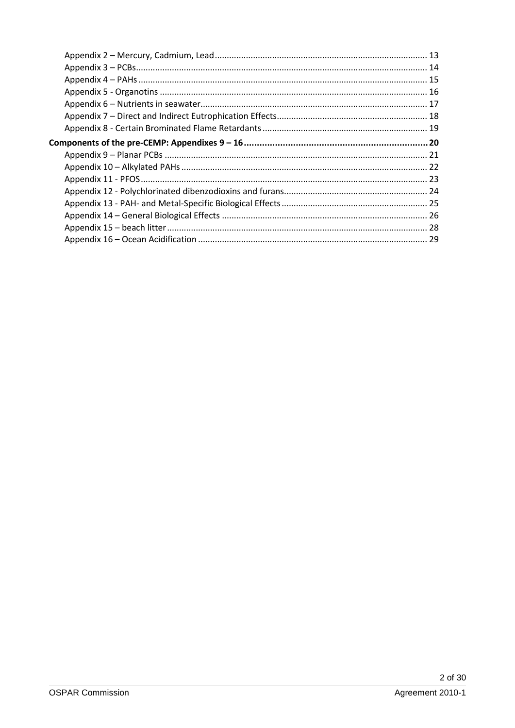Appendix 2 – Mercury, Cadmium, Lead ........ 13
Appendix 3 – PCBs ........ 14
Appendix 4 – PAHs ........ 15
Appendix 5 - Organotins ........ 16
Appendix 6 – Nutrients in seawater ........ 17
Appendix 7 – Direct and Indirect Eutrophication Effects ........ 18
Appendix 8 - Certain Brominated Flame Retardants ........ 19

**Components of the pre-CEMP: Appendixes 9 – 16 ........ 20**

Appendix 9 – Planar PCBs ........ 21
Appendix 10 – Alkylated PAHs ........ 22
Appendix 11 - PFOS ........ 23
Appendix 12 - Polychlorinated dibenzodioxins and furans ........ 24
Appendix 13 - PAH- and Metal-Specific Biological Effects ........ 25
Appendix 14 – General Biological Effects ........ 26
Appendix 15 – beach litter ........ 28
Appendix 16 – Ocean Acidification ........ 29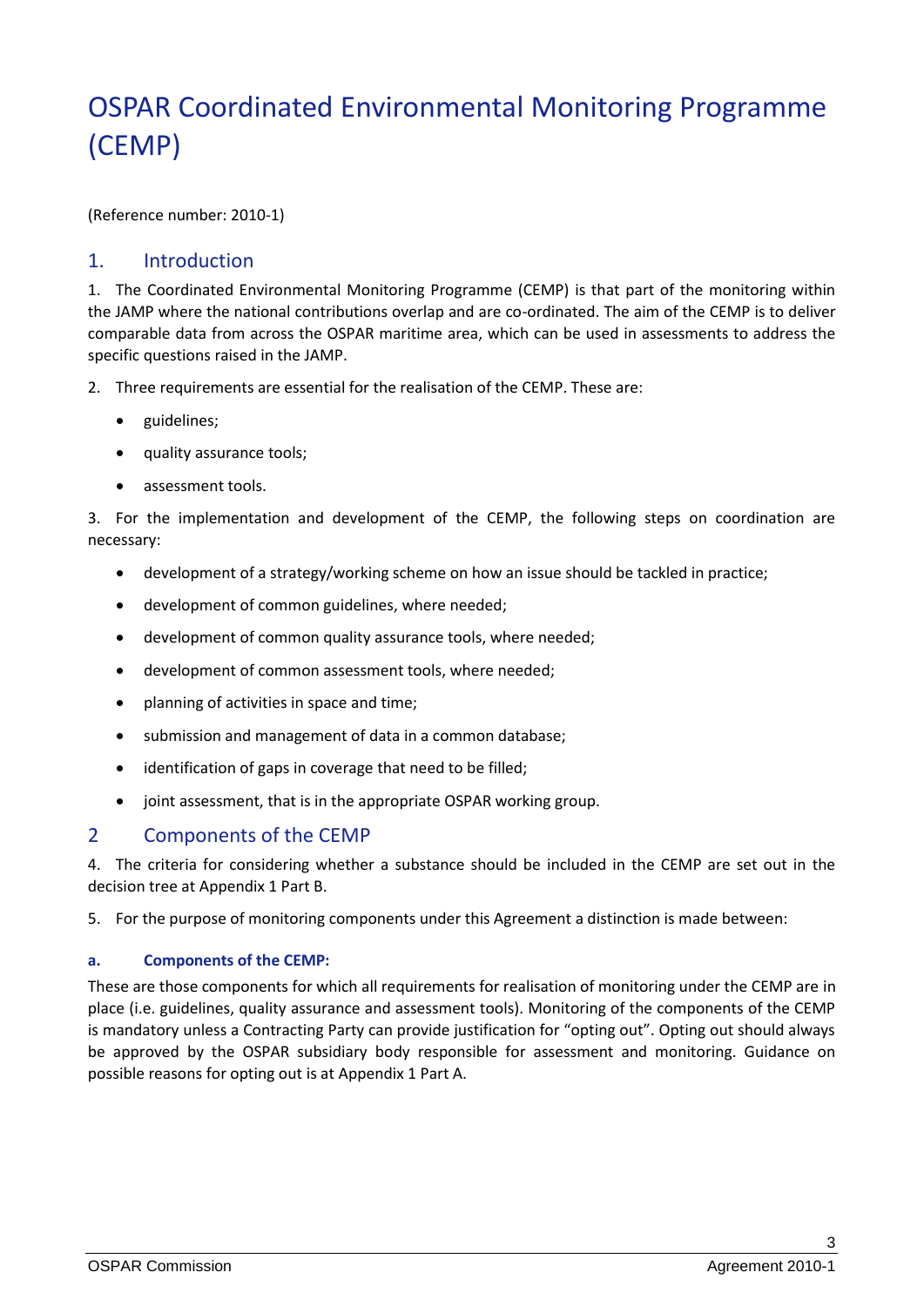# OSPAR Coordinated Environmental Monitoring Programme (CEMP)

(Reference number: 2010-1)

## 1. Introduction

1. The Coordinated Environmental Monitoring Programme (CEMP) is that part of the monitoring within the JAMP where the national contributions overlap and are co-ordinated. The aim of the CEMP is to deliver comparable data from across the OSPAR maritime area, which can be used in assessments to address the specific questions raised in the JAMP.

2. Three requirements are essential for the realisation of the CEMP. These are:

- guidelines;
- quality assurance tools;
- assessment tools.

3. For the implementation and development of the CEMP, the following steps on coordination are necessary:

- development of a strategy/working scheme on how an issue should be tackled in practice;
- development of common guidelines, where needed;
- development of common quality assurance tools, where needed;
- development of common assessment tools, where needed;
- planning of activities in space and time;
- submission and management of data in a common database;
- identification of gaps in coverage that need to be filled;
- joint assessment, that is in the appropriate OSPAR working group.

## 2 Components of the CEMP

4. The criteria for considering whether a substance should be included in the CEMP are set out in the decision tree at Appendix 1 Part B.

5. For the purpose of monitoring components under this Agreement a distinction is made between:

### a. Components of the CEMP:

These are those components for which all requirements for realisation of monitoring under the CEMP are in place (i.e. guidelines, quality assurance and assessment tools). Monitoring of the components of the CEMP is mandatory unless a Contracting Party can provide justification for "opting out". Opting out should always be approved by the OSPAR subsidiary body responsible for assessment and monitoring. Guidance on possible reasons for opting out is at Appendix 1 Part A.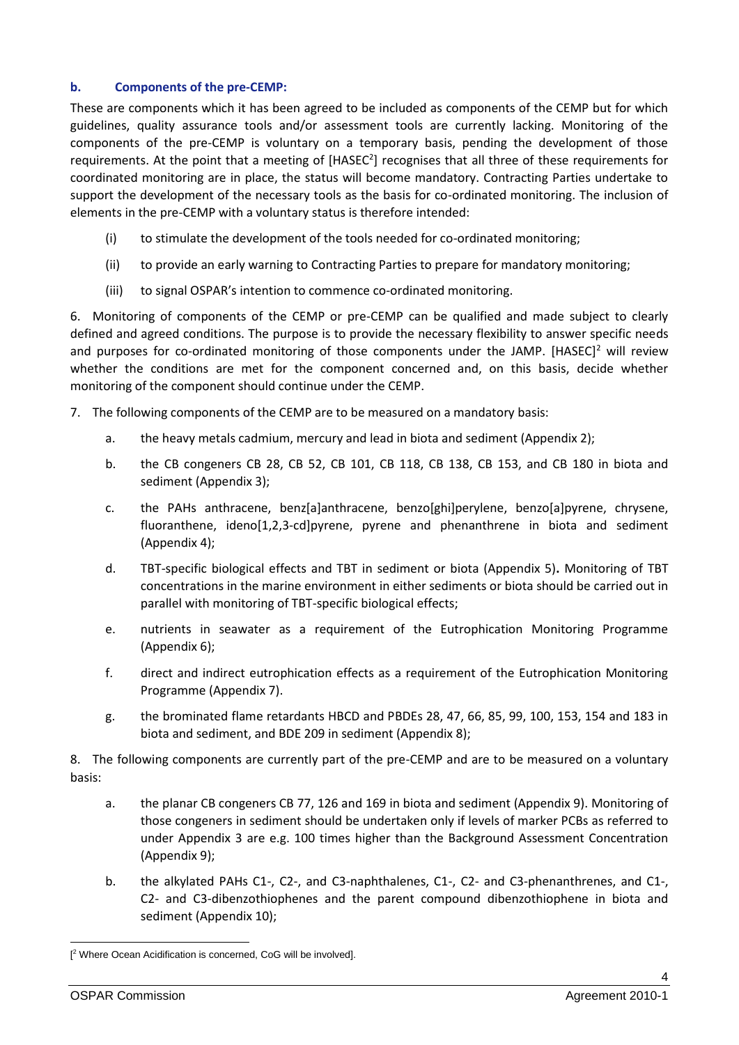### b. Components of the pre-CEMP:

These are components which it has been agreed to be included as components of the CEMP but for which guidelines, quality assurance tools and/or assessment tools are currently lacking. Monitoring of the components of the pre-CEMP is voluntary on a temporary basis, pending the development of those requirements. At the point that a meeting of [HASEC[2]] recognises that all three of these requirements for coordinated monitoring are in place, the status will become mandatory. Contracting Parties undertake to support the development of the necessary tools as the basis for co-ordinated monitoring. The inclusion of elements in the pre-CEMP with a voluntary status is therefore intended:

(i) to stimulate the development of the tools needed for co-ordinated monitoring;

(ii) to provide an early warning to Contracting Parties to prepare for mandatory monitoring;

(iii) to signal OSPAR's intention to commence co-ordinated monitoring.

6. Monitoring of components of the CEMP or pre-CEMP can be qualified and made subject to clearly defined and agreed conditions. The purpose is to provide the necessary flexibility to answer specific needs and purposes for co-ordinated monitoring of those components under the JAMP. [HASEC][2] will review whether the conditions are met for the component concerned and, on this basis, decide whether monitoring of the component should continue under the CEMP.

7. The following components of the CEMP are to be measured on a mandatory basis:

a. the heavy metals cadmium, mercury and lead in biota and sediment (Appendix 2);

b. the CB congeners CB 28, CB 52, CB 101, CB 118, CB 138, CB 153, and CB 180 in biota and sediment (Appendix 3);

c. the PAHs anthracene, benz[a]anthracene, benzo[ghi]perylene, benzo[a]pyrene, chrysene, fluoranthene, ideno[1,2,3-cd]pyrene, pyrene and phenanthrene in biota and sediment (Appendix 4);

d. TBT-specific biological effects and TBT in sediment or biota (Appendix 5)**.** Monitoring of TBT concentrations in the marine environment in either sediments or biota should be carried out in parallel with monitoring of TBT-specific biological effects;

e. nutrients in seawater as a requirement of the Eutrophication Monitoring Programme (Appendix 6);

f. direct and indirect eutrophication effects as a requirement of the Eutrophication Monitoring Programme (Appendix 7).

g. the brominated flame retardants HBCD and PBDEs 28, 47, 66, 85, 99, 100, 153, 154 and 183 in biota and sediment, and BDE 209 in sediment (Appendix 8);

8. The following components are currently part of the pre-CEMP and are to be measured on a voluntary basis:

a. the planar CB congeners CB 77, 126 and 169 in biota and sediment (Appendix 9). Monitoring of those congeners in sediment should be undertaken only if levels of marker PCBs as referred to under Appendix 3 are e.g. 100 times higher than the Background Assessment Concentration (Appendix 9);

b. the alkylated PAHs C1-, C2-, and C3-naphthalenes, C1-, C2- and C3-phenanthrenes, and C1-, C2- and C3-dibenzothiophenes and the parent compound dibenzothiophene in biota and sediment (Appendix 10);

[[2] Where Ocean Acidification is concerned, CoG will be involved].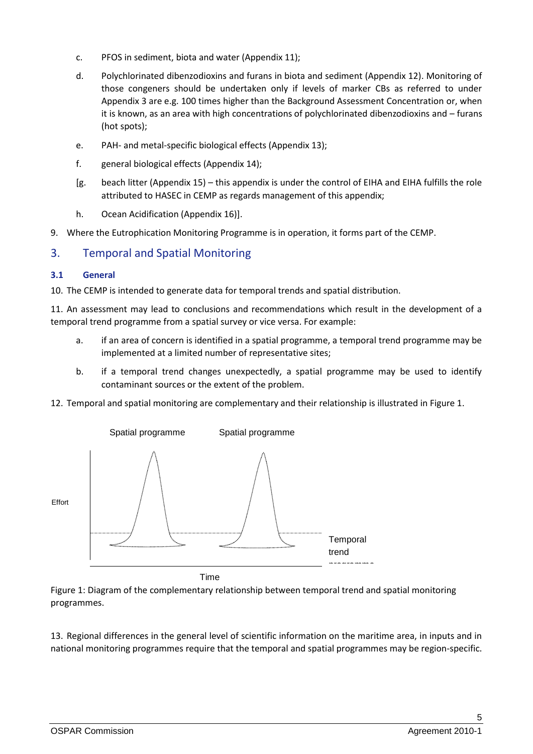c. PFOS in sediment, biota and water (Appendix 11);

d. Polychlorinated dibenzodioxins and furans in biota and sediment (Appendix 12). Monitoring of those congeners should be undertaken only if levels of marker CBs as referred to under Appendix 3 are e.g. 100 times higher than the Background Assessment Concentration or, when it is known, as an area with high concentrations of polychlorinated dibenzodioxins and – furans (hot spots);

e. PAH- and metal-specific biological effects (Appendix 13);

f. general biological effects (Appendix 14);

[g. beach litter (Appendix 15) – this appendix is under the control of EIHA and EIHA fulfills the role attributed to HASEC in CEMP as regards management of this appendix;

h. Ocean Acidification (Appendix 16)].

9. Where the Eutrophication Monitoring Programme is in operation, it forms part of the CEMP.

## 3. Temporal and Spatial Monitoring

### 3.1 General

10. The CEMP is intended to generate data for temporal trends and spatial distribution.

11. An assessment may lead to conclusions and recommendations which result in the development of a temporal trend programme from a spatial survey or vice versa. For example:

a. if an area of concern is identified in a spatial programme, a temporal trend programme may be implemented at a limited number of representative sites;

b. if a temporal trend changes unexpectedly, a spatial programme may be used to identify contaminant sources or the extent of the problem.

12. Temporal and spatial monitoring are complementary and their relationship is illustrated in Figure 1.

Spatial programme   Spatial programme

Effort

Temporal trend programme

Time

Figure 1: Diagram of the complementary relationship between temporal trend and spatial monitoring programmes.

13. Regional differences in the general level of scientific information on the maritime area, in inputs and in national monitoring programmes require that the temporal and spatial programmes may be region-specific.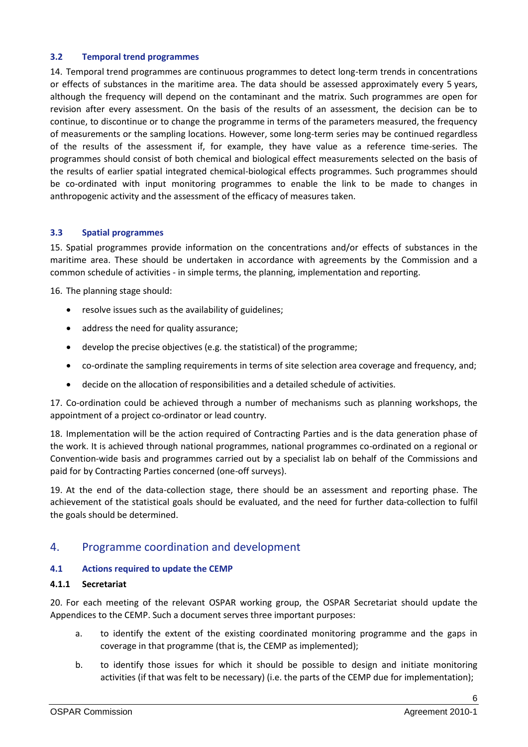### 3.2 Temporal trend programmes

14. Temporal trend programmes are continuous programmes to detect long-term trends in concentrations or effects of substances in the maritime area. The data should be assessed approximately every 5 years, although the frequency will depend on the contaminant and the matrix. Such programmes are open for revision after every assessment. On the basis of the results of an assessment, the decision can be to continue, to discontinue or to change the programme in terms of the parameters measured, the frequency of measurements or the sampling locations. However, some long-term series may be continued regardless of the results of the assessment if, for example, they have value as a reference time-series. The programmes should consist of both chemical and biological effect measurements selected on the basis of the results of earlier spatial integrated chemical-biological effects programmes. Such programmes should be co-ordinated with input monitoring programmes to enable the link to be made to changes in anthropogenic activity and the assessment of the efficacy of measures taken.

### 3.3 Spatial programmes

15. Spatial programmes provide information on the concentrations and/or effects of substances in the maritime area. These should be undertaken in accordance with agreements by the Commission and a common schedule of activities - in simple terms, the planning, implementation and reporting.

16. The planning stage should:

- resolve issues such as the availability of guidelines;
- address the need for quality assurance;
- develop the precise objectives (e.g. the statistical) of the programme;
- co-ordinate the sampling requirements in terms of site selection area coverage and frequency, and;
- decide on the allocation of responsibilities and a detailed schedule of activities.

17. Co-ordination could be achieved through a number of mechanisms such as planning workshops, the appointment of a project co-ordinator or lead country.

18. Implementation will be the action required of Contracting Parties and is the data generation phase of the work. It is achieved through national programmes, national programmes co-ordinated on a regional or Convention-wide basis and programmes carried out by a specialist lab on behalf of the Commissions and paid for by Contracting Parties concerned (one-off surveys).

19. At the end of the data-collection stage, there should be an assessment and reporting phase. The achievement of the statistical goals should be evaluated, and the need for further data-collection to fulfil the goals should be determined.

## 4. Programme coordination and development

### 4.1 Actions required to update the CEMP

#### 4.1.1 Secretariat

20. For each meeting of the relevant OSPAR working group, the OSPAR Secretariat should update the Appendices to the CEMP. Such a document serves three important purposes:

a. to identify the extent of the existing coordinated monitoring programme and the gaps in coverage in that programme (that is, the CEMP as implemented);

b. to identify those issues for which it should be possible to design and initiate monitoring activities (if that was felt to be necessary) (i.e. the parts of the CEMP due for implementation);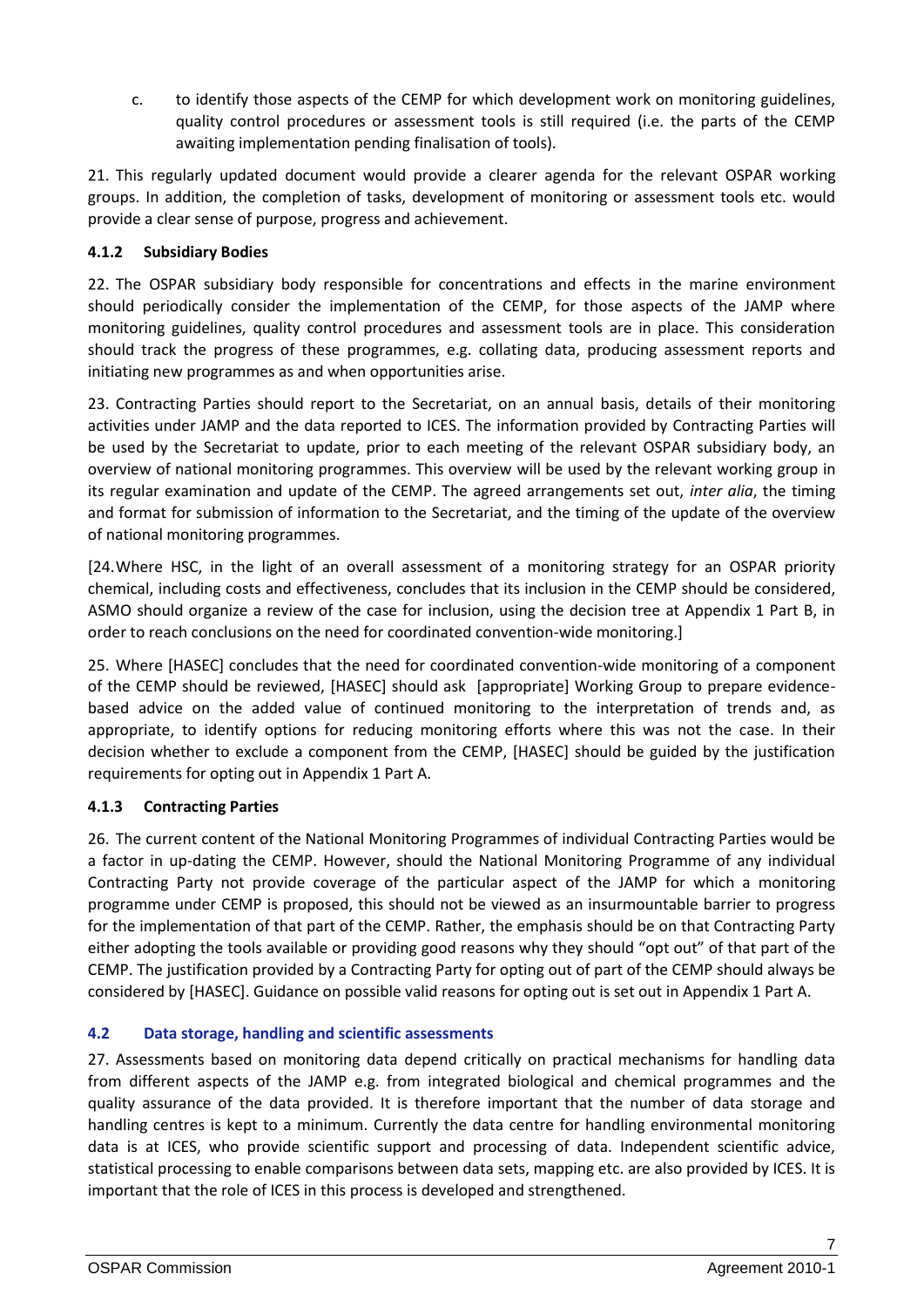c. to identify those aspects of the CEMP for which development work on monitoring guidelines, quality control procedures or assessment tools is still required (i.e. the parts of the CEMP awaiting implementation pending finalisation of tools).

21. This regularly updated document would provide a clearer agenda for the relevant OSPAR working groups. In addition, the completion of tasks, development of monitoring or assessment tools etc. would provide a clear sense of purpose, progress and achievement.

#### 4.1.2 Subsidiary Bodies

22. The OSPAR subsidiary body responsible for concentrations and effects in the marine environment should periodically consider the implementation of the CEMP, for those aspects of the JAMP where monitoring guidelines, quality control procedures and assessment tools are in place. This consideration should track the progress of these programmes, e.g. collating data, producing assessment reports and initiating new programmes as and when opportunities arise.

23. Contracting Parties should report to the Secretariat, on an annual basis, details of their monitoring activities under JAMP and the data reported to ICES. The information provided by Contracting Parties will be used by the Secretariat to update, prior to each meeting of the relevant OSPAR subsidiary body, an overview of national monitoring programmes. This overview will be used by the relevant working group in its regular examination and update of the CEMP. The agreed arrangements set out, *inter alia*, the timing and format for submission of information to the Secretariat, and the timing of the update of the overview of national monitoring programmes.

[24. Where HSC, in the light of an overall assessment of a monitoring strategy for an OSPAR priority chemical, including costs and effectiveness, concludes that its inclusion in the CEMP should be considered, ASMO should organize a review of the case for inclusion, using the decision tree at Appendix 1 Part B, in order to reach conclusions on the need for coordinated convention-wide monitoring.]

25. Where [HASEC] concludes that the need for coordinated convention-wide monitoring of a component of the CEMP should be reviewed, [HASEC] should ask [appropriate] Working Group to prepare evidence-based advice on the added value of continued monitoring to the interpretation of trends and, as appropriate, to identify options for reducing monitoring efforts where this was not the case. In their decision whether to exclude a component from the CEMP, [HASEC] should be guided by the justification requirements for opting out in Appendix 1 Part A.

#### 4.1.3 Contracting Parties

26. The current content of the National Monitoring Programmes of individual Contracting Parties would be a factor in up-dating the CEMP. However, should the National Monitoring Programme of any individual Contracting Party not provide coverage of the particular aspect of the JAMP for which a monitoring programme under CEMP is proposed, this should not be viewed as an insurmountable barrier to progress for the implementation of that part of the CEMP. Rather, the emphasis should be on that Contracting Party either adopting the tools available or providing good reasons why they should "opt out" of that part of the CEMP. The justification provided by a Contracting Party for opting out of part of the CEMP should always be considered by [HASEC]. Guidance on possible valid reasons for opting out is set out in Appendix 1 Part A.

### 4.2 Data storage, handling and scientific assessments

27. Assessments based on monitoring data depend critically on practical mechanisms for handling data from different aspects of the JAMP e.g. from integrated biological and chemical programmes and the quality assurance of the data provided. It is therefore important that the number of data storage and handling centres is kept to a minimum. Currently the data centre for handling environmental monitoring data is at ICES, who provide scientific support and processing of data. Independent scientific advice, statistical processing to enable comparisons between data sets, mapping etc. are also provided by ICES. It is important that the role of ICES in this process is developed and strengthened.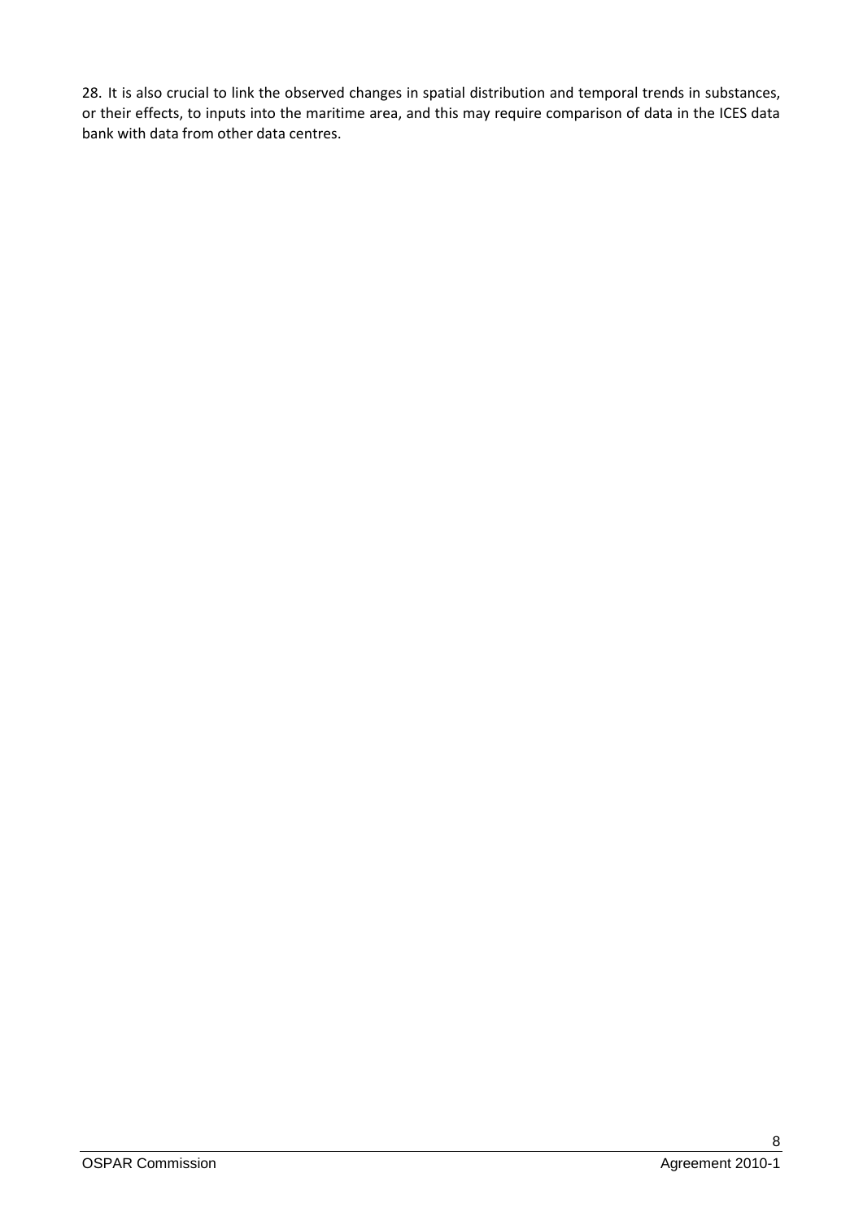28. It is also crucial to link the observed changes in spatial distribution and temporal trends in substances, or their effects, to inputs into the maritime area, and this may require comparison of data in the ICES data bank with data from other data centres.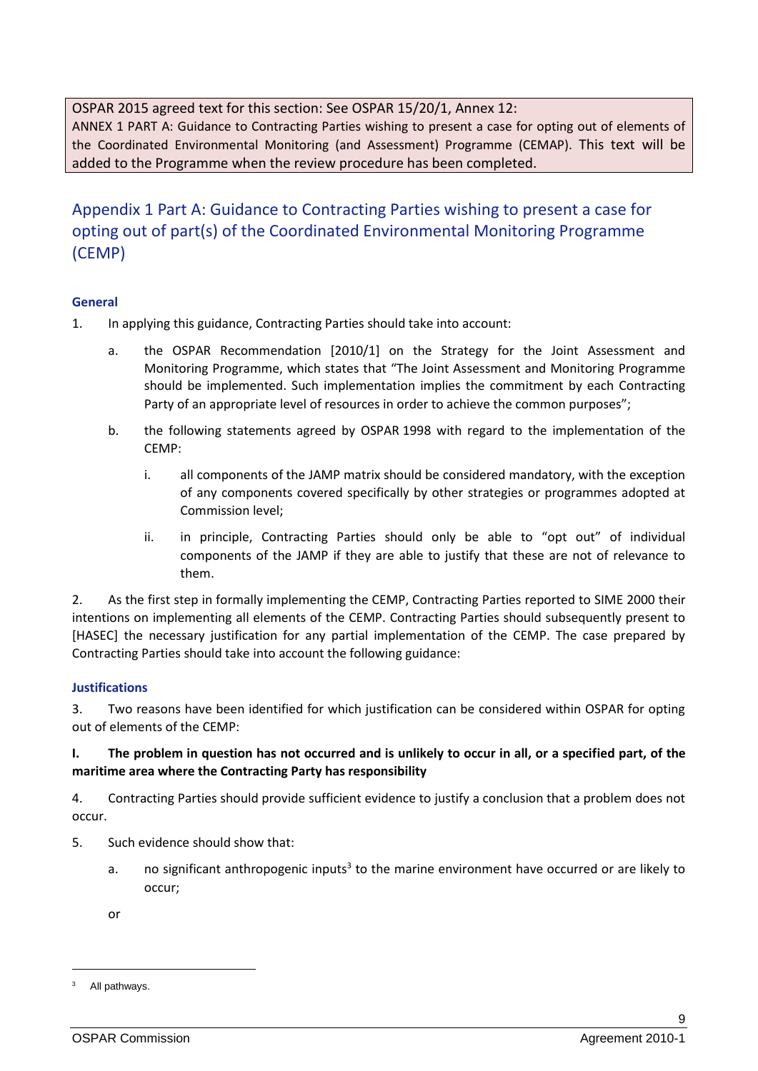OSPAR 2015 agreed text for this section: See OSPAR 15/20/1, Annex 12:
ANNEX 1 PART A: Guidance to Contracting Parties wishing to present a case for opting out of elements of the Coordinated Environmental Monitoring (and Assessment) Programme (CEMAP). This text will be added to the Programme when the review procedure has been completed.

## Appendix 1 Part A: Guidance to Contracting Parties wishing to present a case for opting out of part(s) of the Coordinated Environmental Monitoring Programme (CEMP)

### General

1. In applying this guidance, Contracting Parties should take into account:

    a. the OSPAR Recommendation [2010/1] on the Strategy for the Joint Assessment and Monitoring Programme, which states that "The Joint Assessment and Monitoring Programme should be implemented. Such implementation implies the commitment by each Contracting Party of an appropriate level of resources in order to achieve the common purposes";

    b. the following statements agreed by OSPAR 1998 with regard to the implementation of the CEMP:

        i. all components of the JAMP matrix should be considered mandatory, with the exception of any components covered specifically by other strategies or programmes adopted at Commission level;

        ii. in principle, Contracting Parties should only be able to "opt out" of individual components of the JAMP if they are able to justify that these are not of relevance to them.

2. As the first step in formally implementing the CEMP, Contracting Parties reported to SIME 2000 their intentions on implementing all elements of the CEMP. Contracting Parties should subsequently present to [HASEC] the necessary justification for any partial implementation of the CEMP. The case prepared by Contracting Parties should take into account the following guidance:

### Justifications

3. Two reasons have been identified for which justification can be considered within OSPAR for opting out of elements of the CEMP:

**I. The problem in question has not occurred and is unlikely to occur in all, or a specified part, of the maritime area where the Contracting Party has responsibility**

4. Contracting Parties should provide sufficient evidence to justify a conclusion that a problem does not occur.

5. Such evidence should show that:

    a. no significant anthropogenic inputs[3] to the marine environment have occurred or are likely to occur;

    or

[3] All pathways.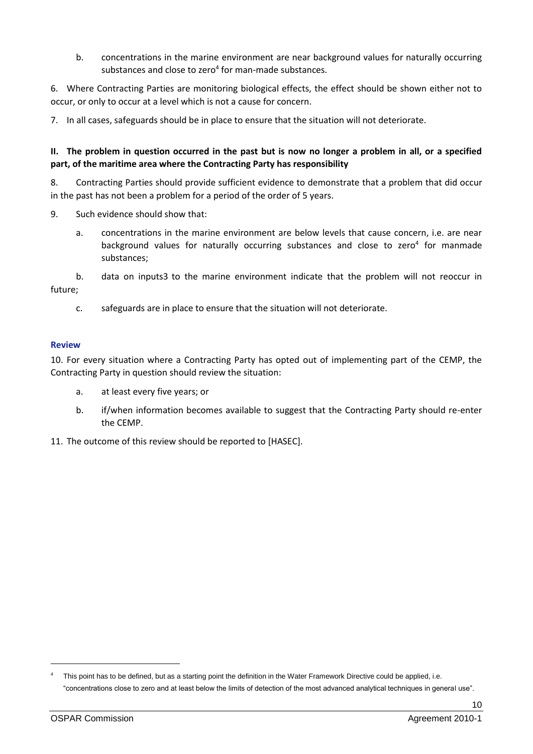b. concentrations in the marine environment are near background values for naturally occurring substances and close to zero[4] for man-made substances.

6. Where Contracting Parties are monitoring biological effects, the effect should be shown either not to occur, or only to occur at a level which is not a cause for concern.

7. In all cases, safeguards should be in place to ensure that the situation will not deteriorate.

**II. The problem in question occurred in the past but is now no longer a problem in all, or a specified part, of the maritime area where the Contracting Party has responsibility**

8. Contracting Parties should provide sufficient evidence to demonstrate that a problem that did occur in the past has not been a problem for a period of the order of 5 years.

9. Such evidence should show that:

   a. concentrations in the marine environment are below levels that cause concern, i.e. are near background values for naturally occurring substances and close to zero[4] for manmade substances;

   b. data on inputs3 to the marine environment indicate that the problem will not reoccur in future;

   c. safeguards are in place to ensure that the situation will not deteriorate.

### Review

10. For every situation where a Contracting Party has opted out of implementing part of the CEMP, the Contracting Party in question should review the situation:

   a. at least every five years; or

   b. if/when information becomes available to suggest that the Contracting Party should re-enter the CEMP.

11. The outcome of this review should be reported to [HASEC].

---

[4] This point has to be defined, but as a starting point the definition in the Water Framework Directive could be applied, i.e. "concentrations close to zero and at least below the limits of detection of the most advanced analytical techniques in general use".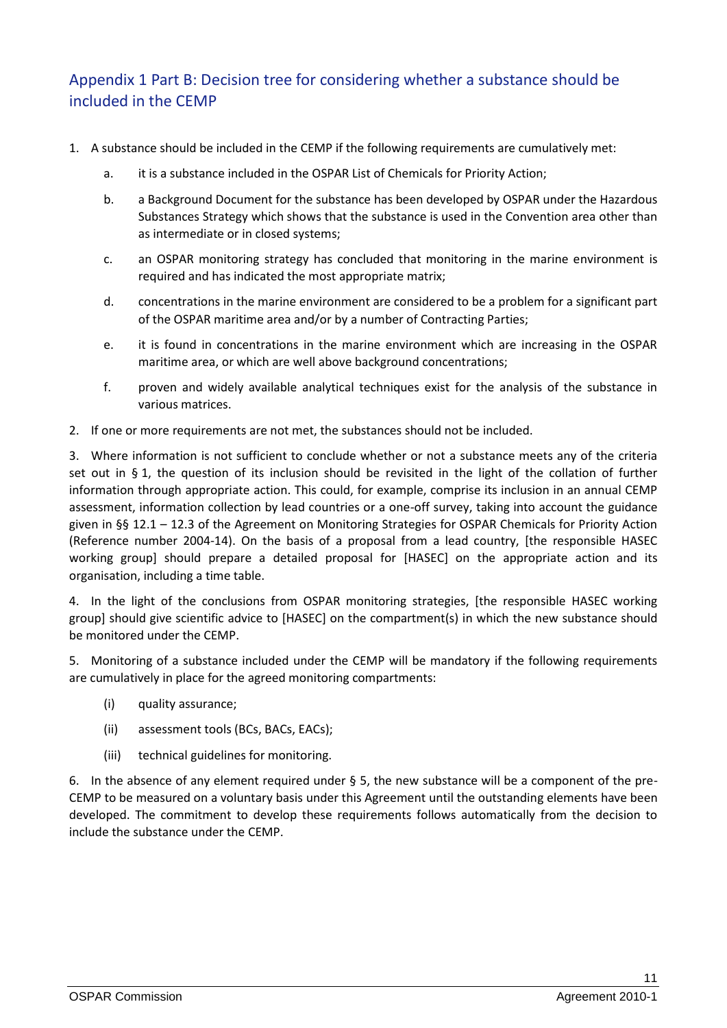## Appendix 1 Part B: Decision tree for considering whether a substance should be included in the CEMP

1. A substance should be included in the CEMP if the following requirements are cumulatively met:
   - a. it is a substance included in the OSPAR List of Chemicals for Priority Action;
   - b. a Background Document for the substance has been developed by OSPAR under the Hazardous Substances Strategy which shows that the substance is used in the Convention area other than as intermediate or in closed systems;
   - c. an OSPAR monitoring strategy has concluded that monitoring in the marine environment is required and has indicated the most appropriate matrix;
   - d. concentrations in the marine environment are considered to be a problem for a significant part of the OSPAR maritime area and/or by a number of Contracting Parties;
   - e. it is found in concentrations in the marine environment which are increasing in the OSPAR maritime area, or which are well above background concentrations;
   - f. proven and widely available analytical techniques exist for the analysis of the substance in various matrices.
2. If one or more requirements are not met, the substances should not be included.

3. Where information is not sufficient to conclude whether or not a substance meets any of the criteria set out in § 1, the question of its inclusion should be revisited in the light of the collation of further information through appropriate action. This could, for example, comprise its inclusion in an annual CEMP assessment, information collection by lead countries or a one-off survey, taking into account the guidance given in §§ 12.1 – 12.3 of the Agreement on Monitoring Strategies for OSPAR Chemicals for Priority Action (Reference number 2004-14). On the basis of a proposal from a lead country, [the responsible HASEC working group] should prepare a detailed proposal for [HASEC] on the appropriate action and its organisation, including a time table.

4. In the light of the conclusions from OSPAR monitoring strategies, [the responsible HASEC working group] should give scientific advice to [HASEC] on the compartment(s) in which the new substance should be monitored under the CEMP.

5. Monitoring of a substance included under the CEMP will be mandatory if the following requirements are cumulatively in place for the agreed monitoring compartments:
   - (i) quality assurance;
   - (ii) assessment tools (BCs, BACs, EACs);
   - (iii) technical guidelines for monitoring.

6. In the absence of any element required under § 5, the new substance will be a component of the pre-CEMP to be measured on a voluntary basis under this Agreement until the outstanding elements have been developed. The commitment to develop these requirements follows automatically from the decision to include the substance under the CEMP.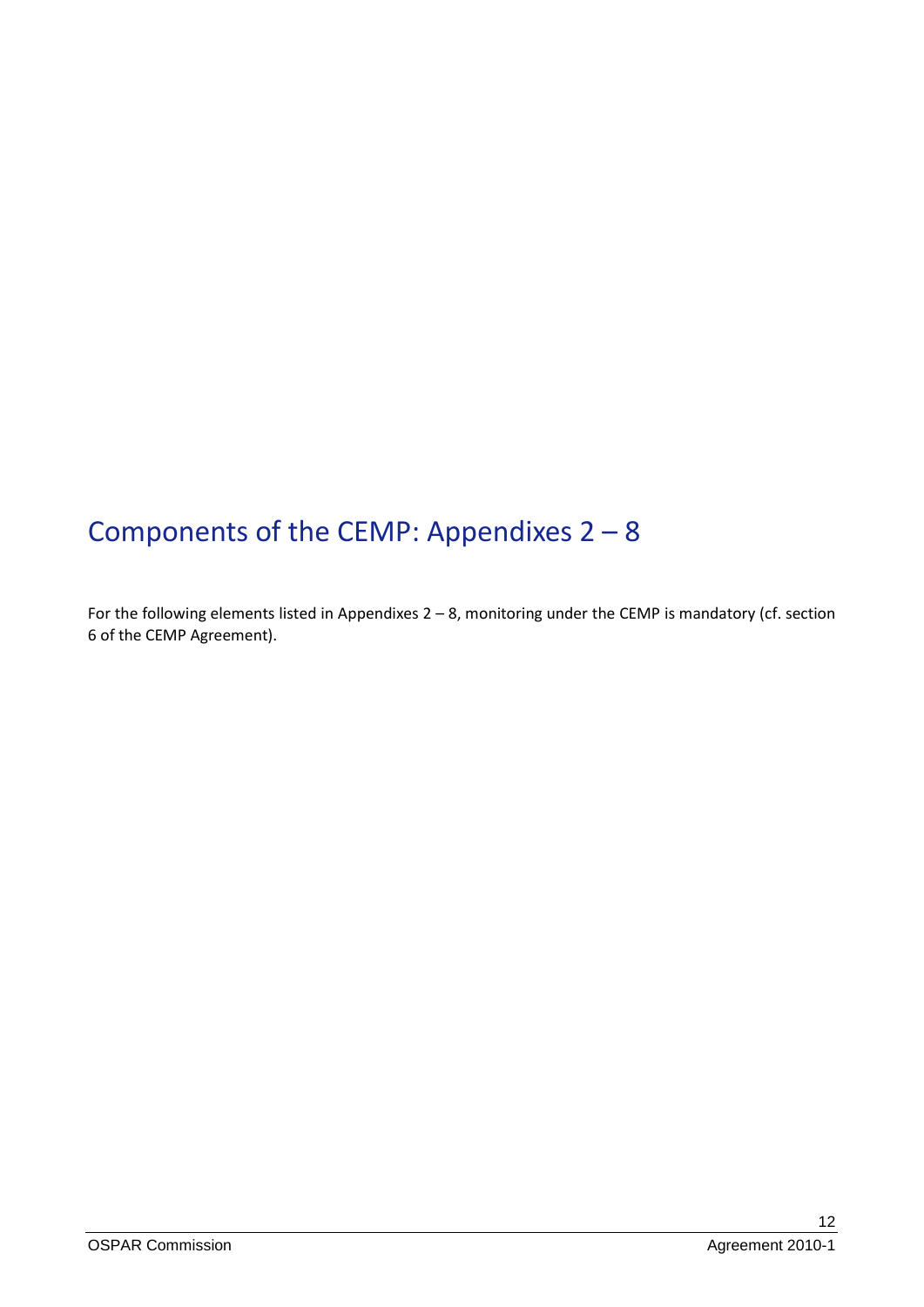# Components of the CEMP: Appendixes 2 – 8

For the following elements listed in Appendixes 2 – 8, monitoring under the CEMP is mandatory (cf. section 6 of the CEMP Agreement).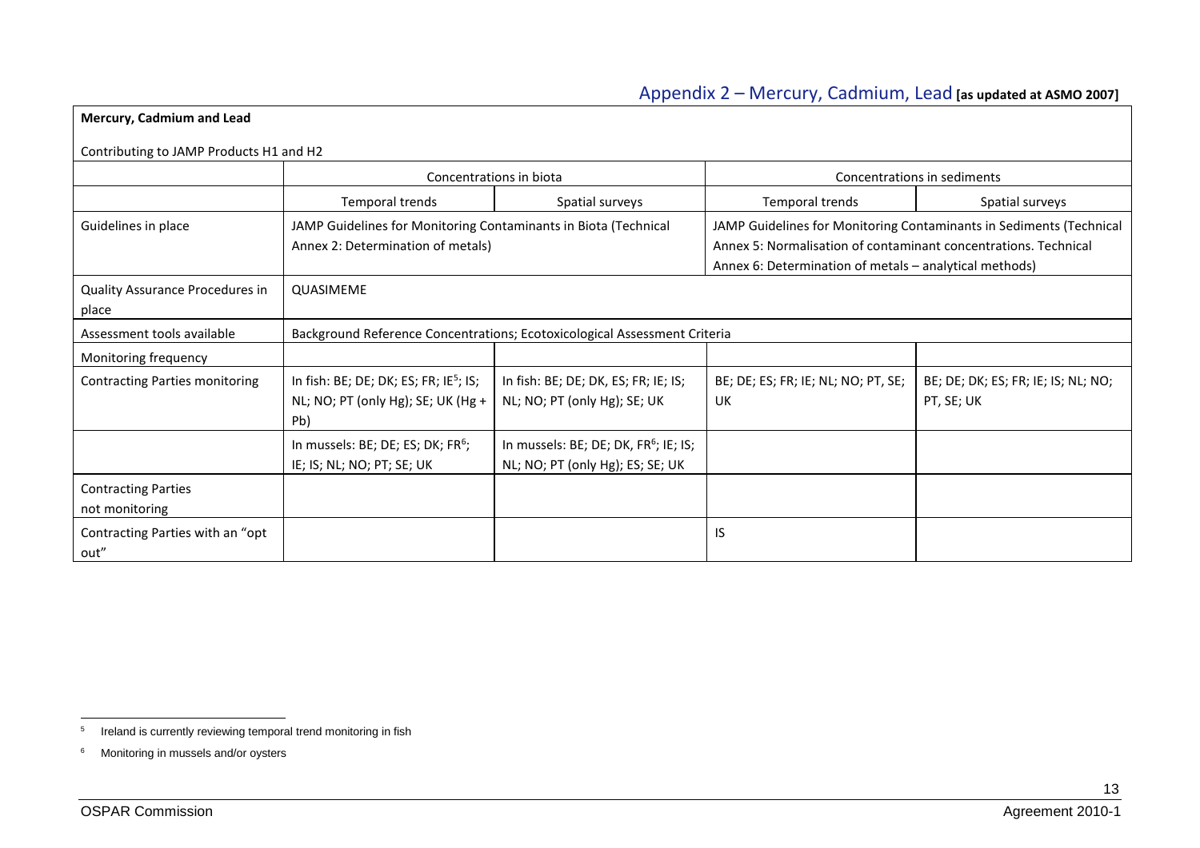## Appendix 2 – Mercury, Cadmium, Lead **[as updated at ASMO 2007]**

**Mercury, Cadmium and Lead**

Contributing to JAMP Products H1 and H2

| | Concentrations in biota | | Concentrations in sediments | |
|---|---|---|---|---|
| | Temporal trends | Spatial surveys | Temporal trends | Spatial surveys |
| Guidelines in place | JAMP Guidelines for Monitoring Contaminants in Biota (Technical Annex 2: Determination of metals) | | JAMP Guidelines for Monitoring Contaminants in Sediments (Technical Annex 5: Normalisation of contaminant concentrations. Technical Annex 6: Determination of metals – analytical methods) | |
| Quality Assurance Procedures in place | QUASIMEME | | | |
| Assessment tools available | Background Reference Concentrations; Ecotoxicological Assessment Criteria | | | |
| Monitoring frequency | | | | |
| Contracting Parties monitoring | In fish: BE; DE; DK; ES; FR; IE[5]; IS; NL; NO; PT (only Hg); SE; UK (Hg + Pb) | In fish: BE; DE; DK, ES; FR; IE; IS; NL; NO; PT (only Hg); SE; UK | BE; DE; ES; FR; IE; NL; NO; PT, SE; UK | BE; DE; DK; ES; FR; IE; IS; NL; NO; PT, SE; UK |
| | In mussels: BE; DE; ES; DK; FR[6]; IE; IS; NL; NO; PT; SE; UK | In mussels: BE; DE; DK, FR[6]; IE; IS; NL; NO; PT (only Hg); ES; SE; UK | | |
| Contracting Parties not monitoring | | | | |
| Contracting Parties with an "opt out" | | | IS | |

[5] Ireland is currently reviewing temporal trend monitoring in fish

[6] Monitoring in mussels and/or oysters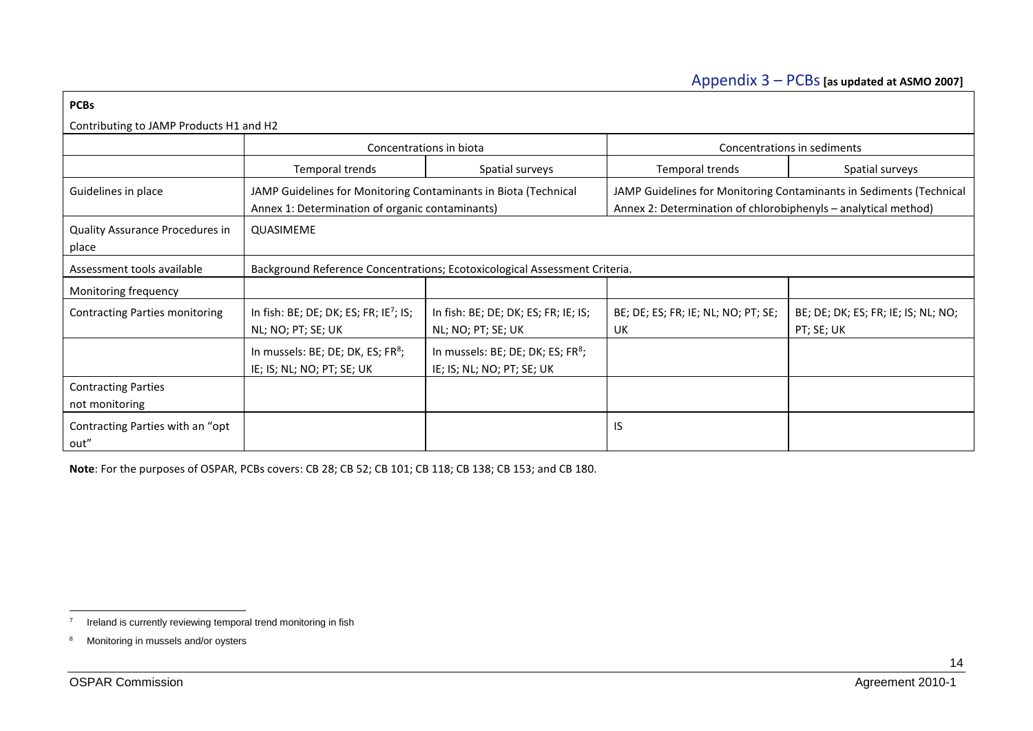## Appendix 3 – PCBs **[as updated at ASMO 2007]**

**PCBs**

Contributing to JAMP Products H1 and H2

| | Concentrations in biota | | Concentrations in sediments | |
|---|---|---|---|---|
| | Temporal trends | Spatial surveys | Temporal trends | Spatial surveys |
| Guidelines in place | JAMP Guidelines for Monitoring Contaminants in Biota (Technical Annex 1: Determination of organic contaminants) | | JAMP Guidelines for Monitoring Contaminants in Sediments (Technical Annex 2: Determination of chlorobiphenyls – analytical method) | |
| Quality Assurance Procedures in place | QUASIMEME | | | |
| Assessment tools available | Background Reference Concentrations; Ecotoxicological Assessment Criteria. | | | |
| Monitoring frequency | | | | |
| Contracting Parties monitoring | In fish: BE; DE; DK; ES; FR; IE[7]; IS; NL; NO; PT; SE; UK | In fish: BE; DE; DK; ES; FR; IE; IS; NL; NO; PT; SE; UK | BE; DE; ES; FR; IE; NL; NO; PT; SE; UK | BE; DE; DK; ES; FR; IE; IS; NL; NO; PT; SE; UK |
| | In mussels: BE; DE; DK, ES; FR[8]; IE; IS; NL; NO; PT; SE; UK | In mussels: BE; DE; DK; ES; FR[8]; IE; IS; NL; NO; PT; SE; UK | | |
| Contracting Parties not monitoring | | | | |
| Contracting Parties with an "opt out" | | | IS | |

**Note**: For the purposes of OSPAR, PCBs covers: CB 28; CB 52; CB 101; CB 118; CB 138; CB 153; and CB 180.

---

[7] Ireland is currently reviewing temporal trend monitoring in fish

[8] Monitoring in mussels and/or oysters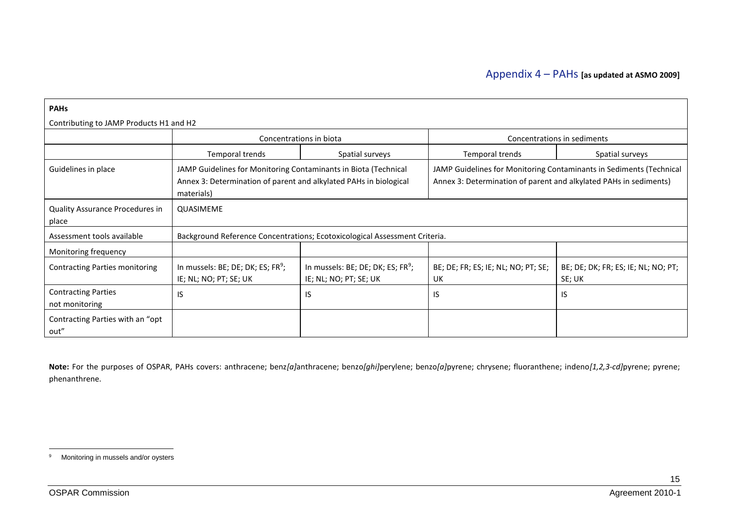# Appendix 4 – PAHs **[as updated at ASMO 2009]**

| **PAHs** | | | | |
|---|---|---|---|---|
| Contributing to JAMP Products H1 and H2 | | | | |
| | Concentrations in biota | | Concentrations in sediments | |
| | Temporal trends | Spatial surveys | Temporal trends | Spatial surveys |
| Guidelines in place | JAMP Guidelines for Monitoring Contaminants in Biota (Technical Annex 3: Determination of parent and alkylated PAHs in biological materials) | | JAMP Guidelines for Monitoring Contaminants in Sediments (Technical Annex 3: Determination of parent and alkylated PAHs in sediments) | |
| Quality Assurance Procedures in place | QUASIMEME | | | |
| Assessment tools available | Background Reference Concentrations; Ecotoxicological Assessment Criteria. | | | |
| Monitoring frequency | | | | |
| Contracting Parties monitoring | In mussels: BE; DE; DK; ES; FR[9]; IE; NL; NO; PT; SE; UK | In mussels: BE; DE; DK; ES; FR[9]; IE; NL; NO; PT; SE; UK | BE; DE; FR; ES; IE; NL; NO; PT; SE; UK | BE; DE; DK; FR; ES; IE; NL; NO; PT; SE; UK |
| Contracting Parties not monitoring | IS | IS | IS | IS |
| Contracting Parties with an "opt out" | | | | |

**Note:** For the purposes of OSPAR, PAHs covers: anthracene; benz*[a]*anthracene; benzo*[ghi]*perylene; benzo*[a]*pyrene; chrysene; fluoranthene; indeno*[1,2,3-cd]*pyrene; pyrene; phenanthrene.

[9] Monitoring in mussels and/or oysters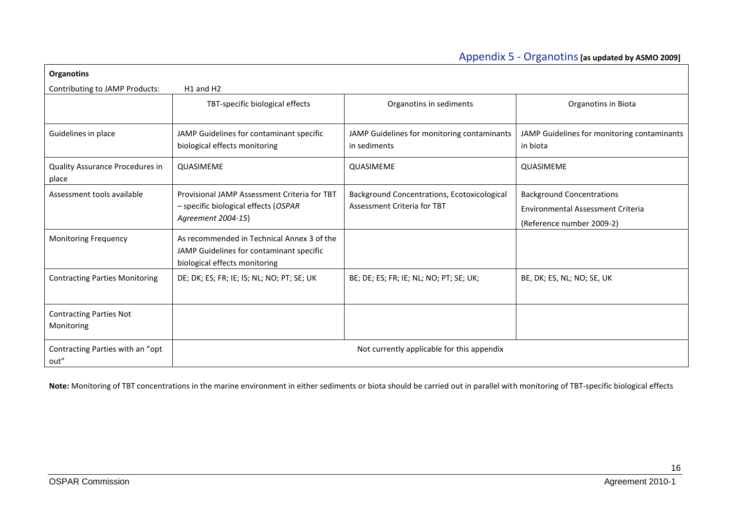## Appendix 5 - Organotins **[as updated by ASMO 2009]**

| **Organotins** | | | |
|---|---|---|---|
| Contributing to JAMP Products: | H1 and H2 | | |
| | TBT-specific biological effects | Organotins in sediments | Organotins in Biota |
| Guidelines in place | JAMP Guidelines for contaminant specific biological effects monitoring | JAMP Guidelines for monitoring contaminants in sediments | JAMP Guidelines for monitoring contaminants in biota |
| Quality Assurance Procedures in place | QUASIMEME | QUASIMEME | QUASIMEME |
| Assessment tools available | Provisional JAMP Assessment Criteria for TBT – specific biological effects (*OSPAR Agreement 2004-15*) | Background Concentrations, Ecotoxicological Assessment Criteria for TBT | Background Concentrations<br>Environmental Assessment Criteria<br>(Reference number 2009-2) |
| Monitoring Frequency | As recommended in Technical Annex 3 of the JAMP Guidelines for contaminant specific biological effects monitoring | | |
| Contracting Parties Monitoring | DE; DK; ES; FR; IE; IS; NL; NO; PT; SE; UK | BE; DE; ES; FR; IE; NL; NO; PT; SE; UK; | BE, DK; ES, NL; NO; SE, UK |
| Contracting Parties Not Monitoring | | | |
| Contracting Parties with an "opt out" | Not currently applicable for this appendix | | |

**Note:** Monitoring of TBT concentrations in the marine environment in either sediments or biota should be carried out in parallel with monitoring of TBT-specific biological effects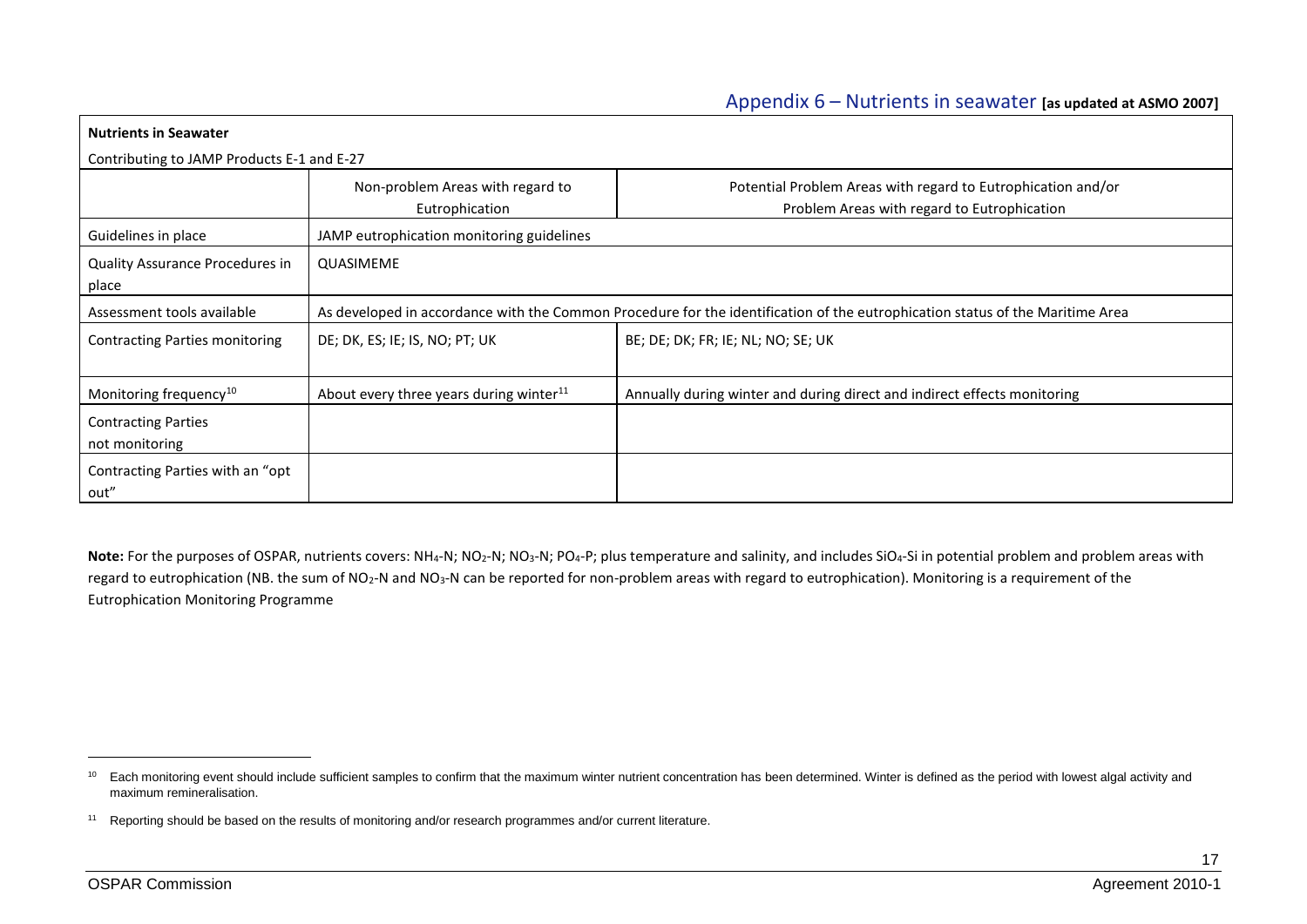## Appendix 6 – Nutrients in seawater **[as updated at ASMO 2007]**

| **Nutrients in Seawater** | | |
|---|---|---|
| Contributing to JAMP Products E-1 and E-27 | | |
| | Non-problem Areas with regard to Eutrophication | Potential Problem Areas with regard to Eutrophication and/or Problem Areas with regard to Eutrophication |
| Guidelines in place | JAMP eutrophication monitoring guidelines | |
| Quality Assurance Procedures in place | QUASIMEME | |
| Assessment tools available | As developed in accordance with the Common Procedure for the identification of the eutrophication status of the Maritime Area | |
| Contracting Parties monitoring | DE; DK, ES; IE; IS, NO; PT; UK | BE; DE; DK; FR; IE; NL; NO; SE; UK |
| Monitoring frequency[10] | About every three years during winter[11] | Annually during winter and during direct and indirect effects monitoring |
| Contracting Parties not monitoring | | |
| Contracting Parties with an "opt out" | | |

**Note:** For the purposes of OSPAR, nutrients covers: $NH_4$-N; $NO_2$-N; $NO_3$-N; $PO_4$-P; plus temperature and salinity, and includes $SiO_4$-Si in potential problem and problem areas with regard to eutrophication (NB. the sum of $NO_2$-N and $NO_3$-N can be reported for non-problem areas with regard to eutrophication). Monitoring is a requirement of the Eutrophication Monitoring Programme

[10] Each monitoring event should include sufficient samples to confirm that the maximum winter nutrient concentration has been determined. Winter is defined as the period with lowest algal activity and maximum remineralisation.

[11] Reporting should be based on the results of monitoring and/or research programmes and/or current literature.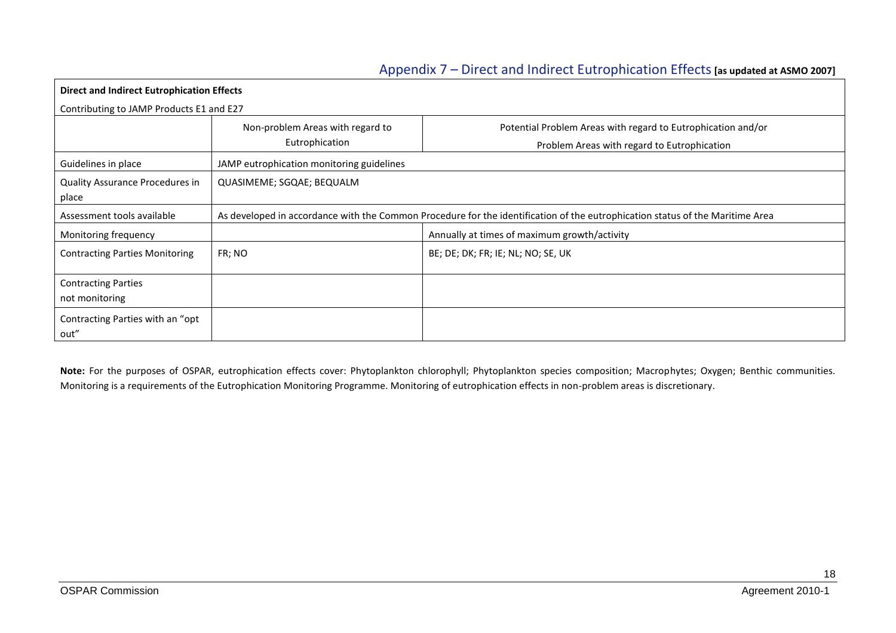## Appendix 7 – Direct and Indirect Eutrophication Effects **[as updated at ASMO 2007]**

| **Direct and Indirect Eutrophication Effects** | | |
|---|---|---|
| Contributing to JAMP Products E1 and E27 | | |
| | Non-problem Areas with regard to Eutrophication | Potential Problem Areas with regard to Eutrophication and/or Problem Areas with regard to Eutrophication |
| Guidelines in place | JAMP eutrophication monitoring guidelines | |
| Quality Assurance Procedures in place | QUASIMEME; SGQAE; BEQUALM | |
| Assessment tools available | As developed in accordance with the Common Procedure for the identification of the eutrophication status of the Maritime Area | |
| Monitoring frequency | | Annually at times of maximum growth/activity |
| Contracting Parties Monitoring | FR; NO | BE; DE; DK; FR; IE; NL; NO; SE, UK |
| Contracting Parties not monitoring | | |
| Contracting Parties with an "opt out" | | |

**Note:** For the purposes of OSPAR, eutrophication effects cover: Phytoplankton chlorophyll; Phytoplankton species composition; Macrophytes; Oxygen; Benthic communities. Monitoring is a requirements of the Eutrophication Monitoring Programme. Monitoring of eutrophication effects in non-problem areas is discretionary.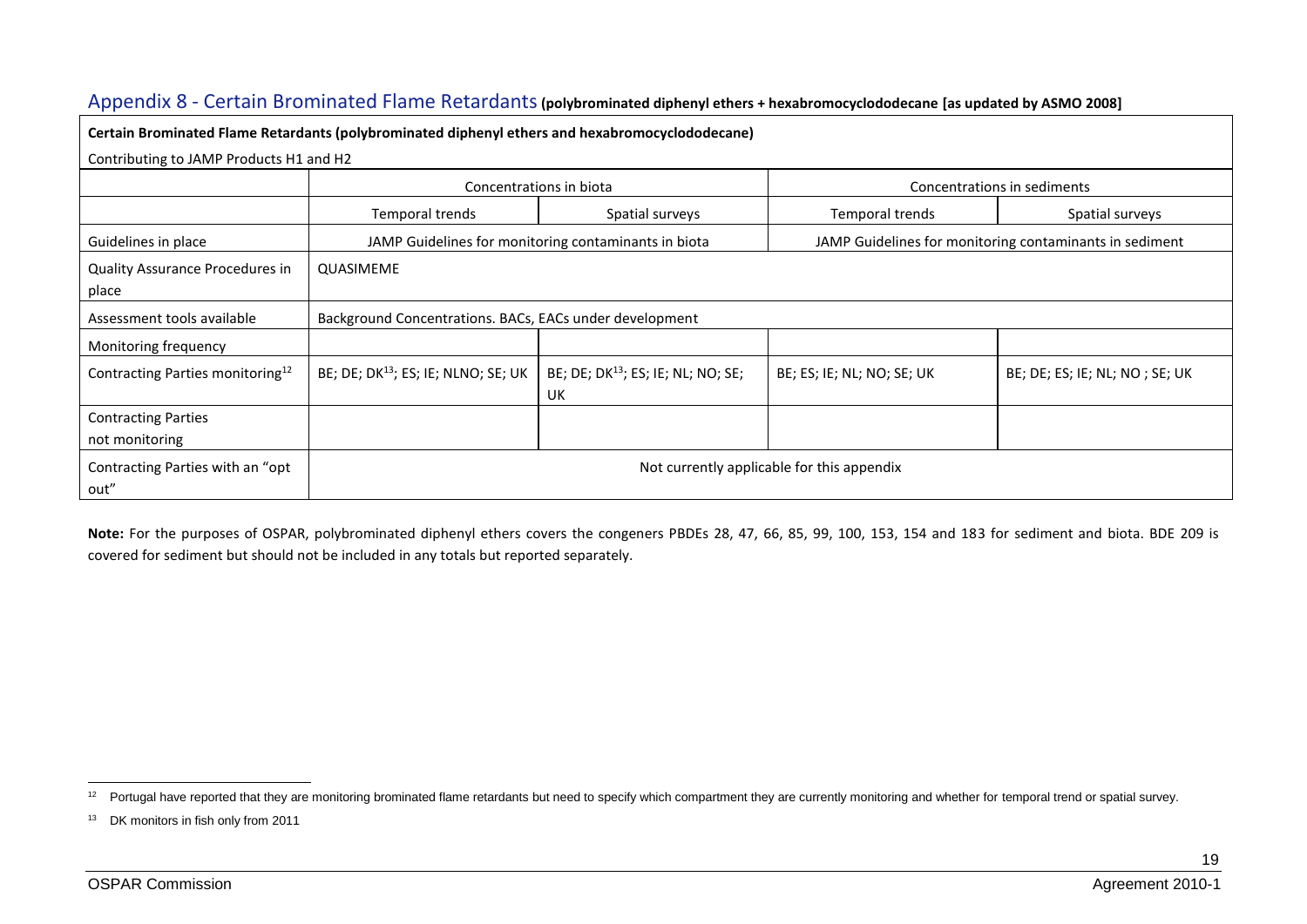## Appendix 8 - Certain Brominated Flame Retardants **(polybrominated diphenyl ethers + hexabromocyclododecane [as updated by ASMO 2008]**

| **Certain Brominated Flame Retardants (polybrominated diphenyl ethers and hexabromocyclododecane)** | | | | |
|---|---|---|---|---|
| Contributing to JAMP Products H1 and H2 | | | | |
| | Concentrations in biota | | Concentrations in sediments | |
| | Temporal trends | Spatial surveys | Temporal trends | Spatial surveys |
| Guidelines in place | JAMP Guidelines for monitoring contaminants in biota | | JAMP Guidelines for monitoring contaminants in sediment | |
| Quality Assurance Procedures in place | QUASIMEME | | | |
| Assessment tools available | Background Concentrations. BACs, EACs under development | | | |
| Monitoring frequency | | | | |
| Contracting Parties monitoring[12] | BE; DE; DK[13]; ES; IE; NLNO; SE; UK | BE; DE; DK[13]; ES; IE; NL; NO; SE; UK | BE; ES; IE; NL; NO; SE; UK | BE; DE; ES; IE; NL; NO ; SE; UK |
| Contracting Parties not monitoring | | | | |
| Contracting Parties with an "opt out" | Not currently applicable for this appendix | | | |

**Note:** For the purposes of OSPAR, polybrominated diphenyl ethers covers the congeners PBDEs 28, 47, 66, 85, 99, 100, 153, 154 and 183 for sediment and biota. BDE 209 is covered for sediment but should not be included in any totals but reported separately.

---

[12] Portugal have reported that they are monitoring brominated flame retardants but need to specify which compartment they are currently monitoring and whether for temporal trend or spatial survey.

[13] DK monitors in fish only from 2011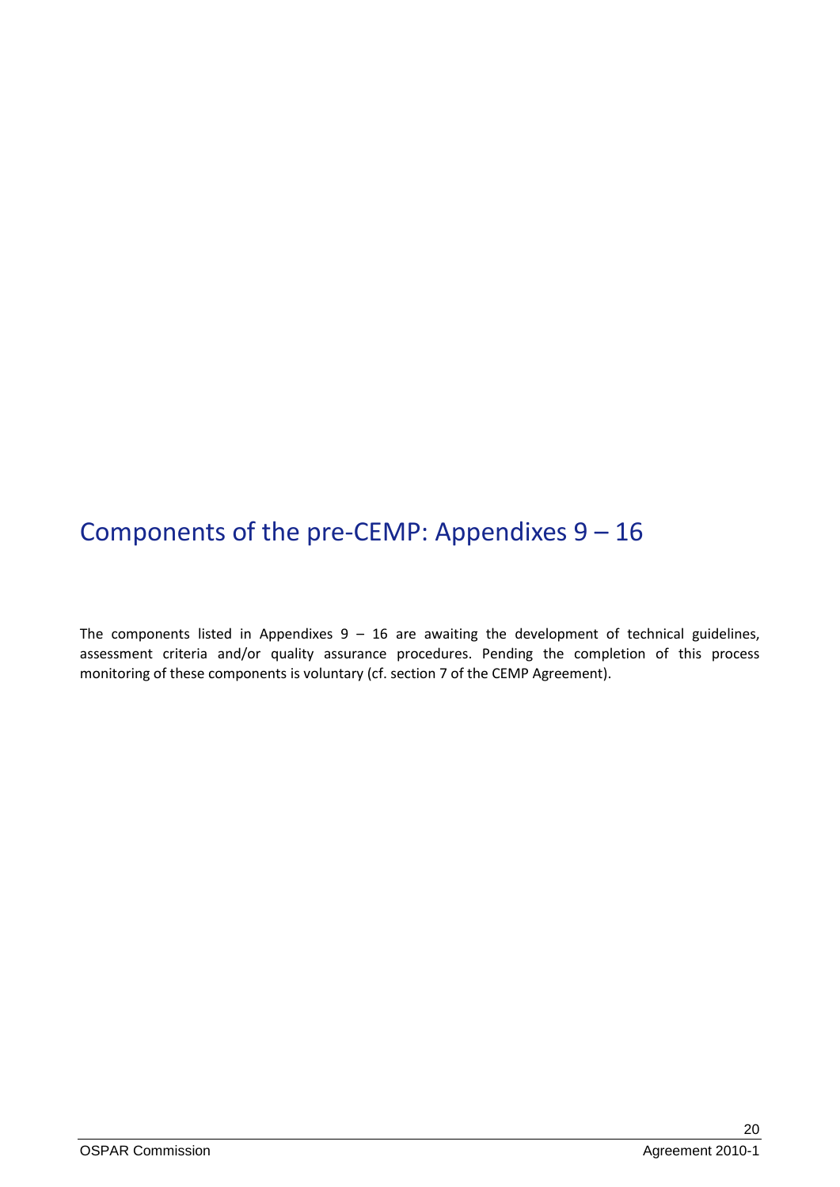# Components of the pre-CEMP: Appendixes 9 – 16

The components listed in Appendixes 9 – 16 are awaiting the development of technical guidelines, assessment criteria and/or quality assurance procedures. Pending the completion of this process monitoring of these components is voluntary (cf. section 7 of the CEMP Agreement).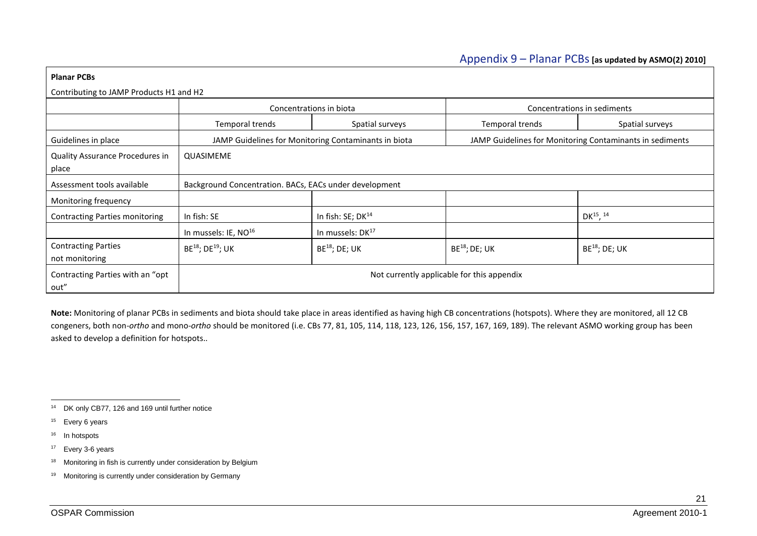## Appendix 9 – Planar PCBs **[as updated by ASMO(2) 2010]**

| **Planar PCBs** | | | | |
|---|---|---|---|---|
| Contributing to JAMP Products H1 and H2 | | | | |
| | Concentrations in biota | | Concentrations in sediments | |
| | Temporal trends | Spatial surveys | Temporal trends | Spatial surveys |
| Guidelines in place | JAMP Guidelines for Monitoring Contaminants in biota | | JAMP Guidelines for Monitoring Contaminants in sediments | |
| Quality Assurance Procedures in place | QUASIMEME | | | |
| Assessment tools available | Background Concentration. BACs, EACs under development | | | |
| Monitoring frequency | | | | |
| Contracting Parties monitoring | In fish: SE | In fish: SE; DK[14] | | DK[15, 14] |
| | In mussels: IE, NO[16] | In mussels: DK[17] | | |
| Contracting Parties not monitoring | BE[18]; DE[19]; UK | BE[18]; DE; UK | BE[18]; DE; UK | BE[18]; DE; UK |
| Contracting Parties with an "opt out" | Not currently applicable for this appendix | | | |

**Note:** Monitoring of planar PCBs in sediments and biota should take place in areas identified as having high CB concentrations (hotspots). Where they are monitored, all 12 CB congeners, both non-*ortho* and mono-*ortho* should be monitored (i.e. CBs 77, 81, 105, 114, 118, 123, 126, 156, 157, 167, 169, 189). The relevant ASMO working group has been asked to develop a definition for hotspots..

---

[14] DK only CB77, 126 and 169 until further notice

[15] Every 6 years

[16] In hotspots

[17] Every 3-6 years

[18] Monitoring in fish is currently under consideration by Belgium

[19] Monitoring is currently under consideration by Germany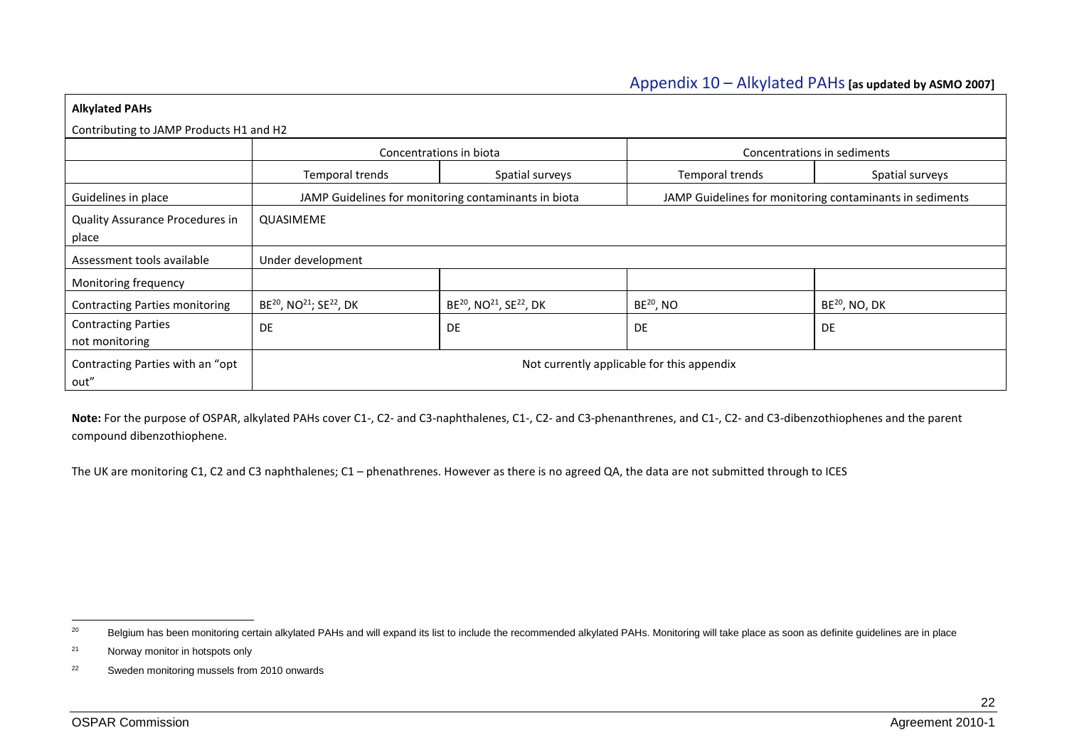## Appendix 10 – Alkylated PAHs **[as updated by ASMO 2007]**

**Alkylated PAHs**

Contributing to JAMP Products H1 and H2

| | Concentrations in biota | | Concentrations in sediments | |
|---|---|---|---|---|
| | Temporal trends | Spatial surveys | Temporal trends | Spatial surveys |
| Guidelines in place | JAMP Guidelines for monitoring contaminants in biota | | JAMP Guidelines for monitoring contaminants in sediments | |
| Quality Assurance Procedures in place | QUASIMEME | | | |
| Assessment tools available | Under development | | | |
| Monitoring frequency | | | | |
| Contracting Parties monitoring | BE[20], NO[21]; SE[22], DK | BE[20], NO[21], SE[22], DK | BE[20], NO | BE[20], NO, DK |
| Contracting Parties not monitoring | DE | DE | DE | DE |
| Contracting Parties with an "opt out" | Not currently applicable for this appendix | | | |

**Note:** For the purpose of OSPAR, alkylated PAHs cover C1-, C2- and C3-naphthalenes, C1-, C2- and C3-phenanthrenes, and C1-, C2- and C3-dibenzothiophenes and the parent compound dibenzothiophene.

The UK are monitoring C1, C2 and C3 naphthalenes; C1 – phenathrenes. However as there is no agreed QA, the data are not submitted through to ICES

---

[20] Belgium has been monitoring certain alkylated PAHs and will expand its list to include the recommended alkylated PAHs. Monitoring will take place as soon as definite guidelines are in place

[21] Norway monitor in hotspots only

[22] Sweden monitoring mussels from 2010 onwards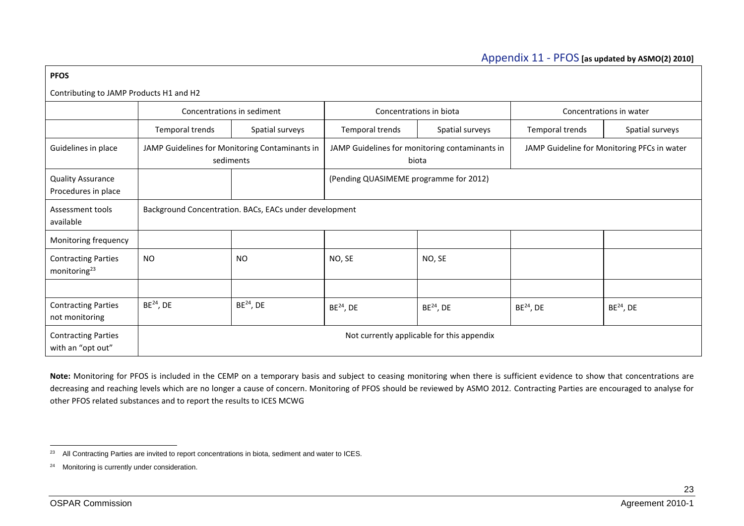## Appendix 11 - PFOS **[as updated by ASMO(2) 2010]**

**PFOS**

Contributing to JAMP Products H1 and H2

| | Concentrations in sediment | | Concentrations in biota | | Concentrations in water | |
|---|---|---|---|---|---|---|
| | Temporal trends | Spatial surveys | Temporal trends | Spatial surveys | Temporal trends | Spatial surveys |
| Guidelines in place | JAMP Guidelines for Monitoring Contaminants in sediments | | JAMP Guidelines for monitoring contaminants in biota | | JAMP Guideline for Monitoring PFCs in water | |
| Quality Assurance Procedures in place | | | (Pending QUASIMEME programme for 2012) | | | |
| Assessment tools available | Background Concentration. BACs, EACs under development | | | | | |
| Monitoring frequency | | | | | | |
| Contracting Parties monitoring[23] | NO | NO | NO, SE | NO, SE | | |
| | | | | | | |
| Contracting Parties not monitoring | BE[24], DE | BE[24], DE | BE[24], DE | BE[24], DE | BE[24], DE | BE[24], DE |
| Contracting Parties with an "opt out" | Not currently applicable for this appendix | | | | | |

**Note:** Monitoring for PFOS is included in the CEMP on a temporary basis and subject to ceasing monitoring when there is sufficient evidence to show that concentrations are decreasing and reaching levels which are no longer a cause of concern. Monitoring of PFOS should be reviewed by ASMO 2012. Contracting Parties are encouraged to analyse for other PFOS related substances and to report the results to ICES MCWG

[23] All Contracting Parties are invited to report concentrations in biota, sediment and water to ICES.

[24] Monitoring is currently under consideration.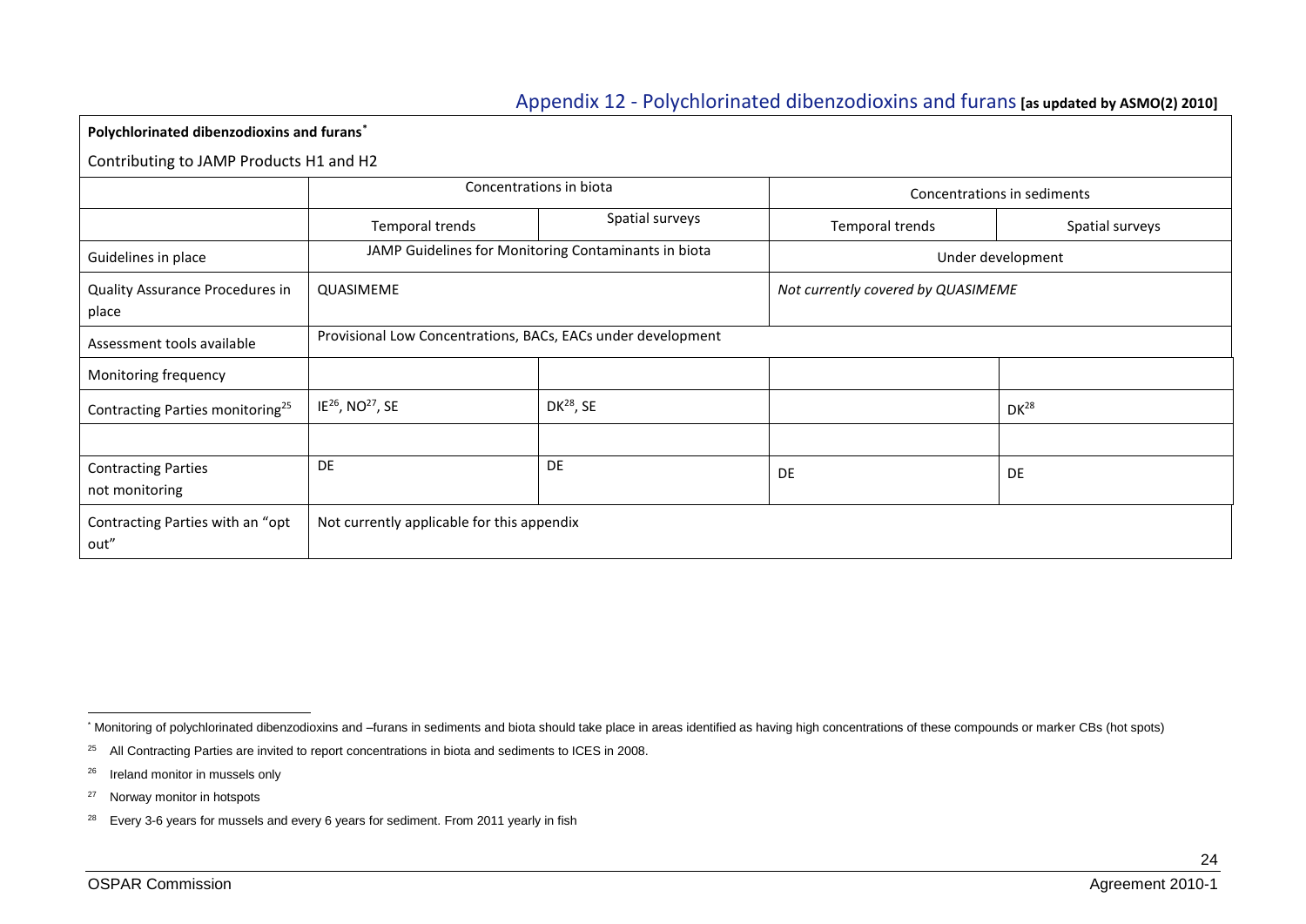## Appendix 12 - Polychlorinated dibenzodioxins and furans **[as updated by ASMO(2) 2010]**

**Polychlorinated dibenzodioxins and furans***

Contributing to JAMP Products H1 and H2

| | Concentrations in biota | | Concentrations in sediments | |
|---|---|---|---|---|
| | Temporal trends | Spatial surveys | Temporal trends | Spatial surveys |
| Guidelines in place | JAMP Guidelines for Monitoring Contaminants in biota | | Under development | |
| Quality Assurance Procedures in place | QUASIMEME | | *Not currently covered by QUASIMEME* | |
| Assessment tools available | Provisional Low Concentrations, BACs, EACs under development | | | |
| Monitoring frequency | | | | |
| Contracting Parties monitoring[25] | IE[26], NO[27], SE | DK[28], SE | | DK[28] |
| | | | | |
| Contracting Parties not monitoring | DE | DE | DE | DE |
| Contracting Parties with an "opt out" | Not currently applicable for this appendix | | | |

[*] Monitoring of polychlorinated dibenzodioxins and –furans in sediments and biota should take place in areas identified as having high concentrations of these compounds or marker CBs (hot spots)

[25] All Contracting Parties are invited to report concentrations in biota and sediments to ICES in 2008.

[26] Ireland monitor in mussels only

[27] Norway monitor in hotspots

[28] Every 3-6 years for mussels and every 6 years for sediment. From 2011 yearly in fish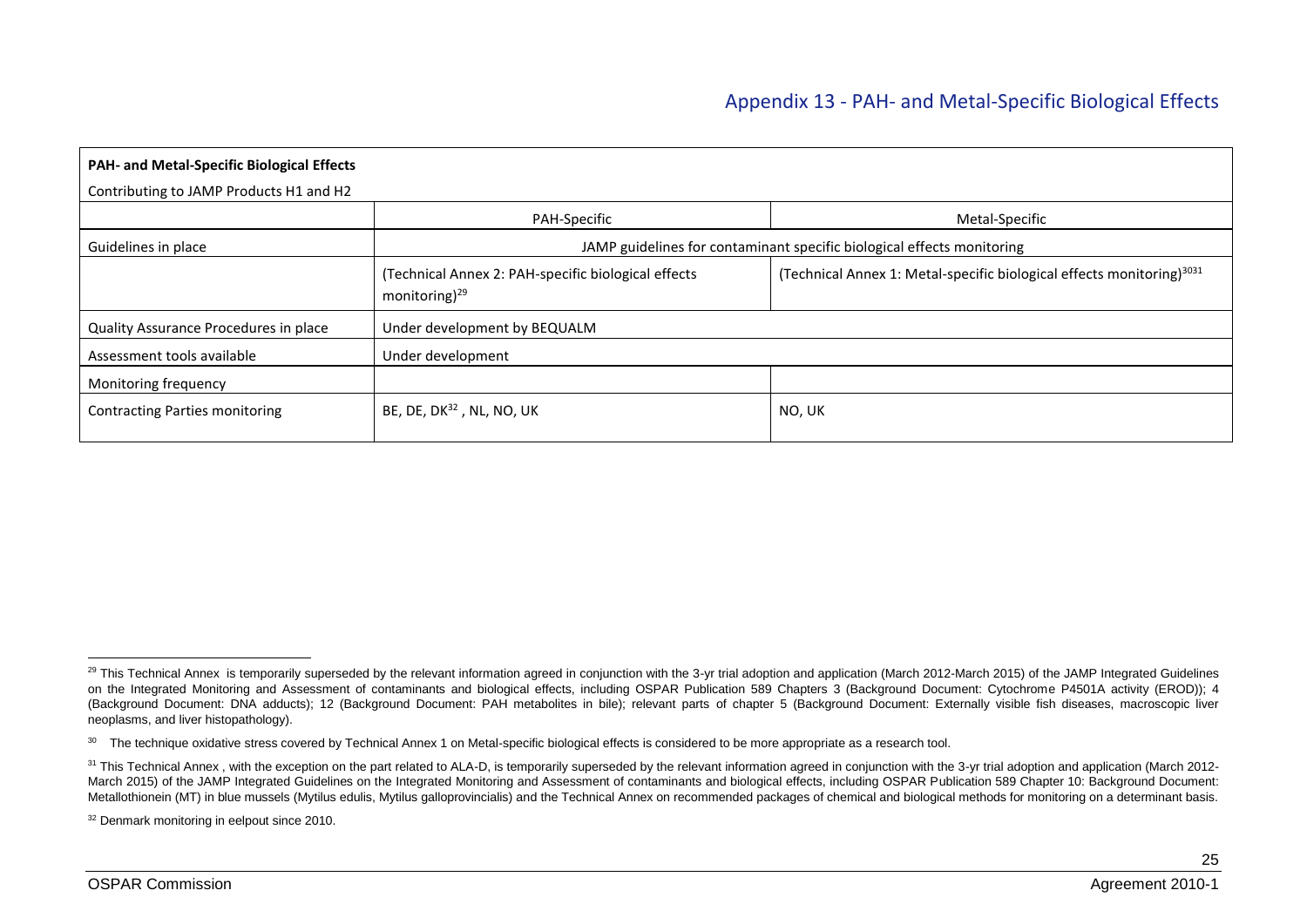## Appendix 13 - PAH- and Metal-Specific Biological Effects

| **PAH- and Metal-Specific Biological Effects**<br>Contributing to JAMP Products H1 and H2 | | |
|---|---|---|
| | PAH-Specific | Metal-Specific |
| Guidelines in place | JAMP guidelines for contaminant specific biological effects monitoring | |
| | (Technical Annex 2: PAH-specific biological effects monitoring)[29] | (Technical Annex 1: Metal-specific biological effects monitoring)[30][31] |
| Quality Assurance Procedures in place | Under development by BEQUALM | |
| Assessment tools available | Under development | |
| Monitoring frequency | | |
| Contracting Parties monitoring | BE, DE, DK[32] , NL, NO, UK | NO, UK |

[29] This Technical Annex is temporarily superseded by the relevant information agreed in conjunction with the 3-yr trial adoption and application (March 2012-March 2015) of the JAMP Integrated Guidelines on the Integrated Monitoring and Assessment of contaminants and biological effects, including OSPAR Publication 589 Chapters 3 (Background Document: Cytochrome P4501A activity (EROD)); 4 (Background Document: DNA adducts); 12 (Background Document: PAH metabolites in bile); relevant parts of chapter 5 (Background Document: Externally visible fish diseases, macroscopic liver neoplasms, and liver histopathology).

[30] The technique oxidative stress covered by Technical Annex 1 on Metal-specific biological effects is considered to be more appropriate as a research tool.

[31] This Technical Annex , with the exception on the part related to ALA-D, is temporarily superseded by the relevant information agreed in conjunction with the 3-yr trial adoption and application (March 2012-March 2015) of the JAMP Integrated Guidelines on the Integrated Monitoring and Assessment of contaminants and biological effects, including OSPAR Publication 589 Chapter 10: Background Document: Metallothionein (MT) in blue mussels (Mytilus edulis, Mytilus galloprovincialis) and the Technical Annex on recommended packages of chemical and biological methods for monitoring on a determinant basis.

[32] Denmark monitoring in eelpout since 2010.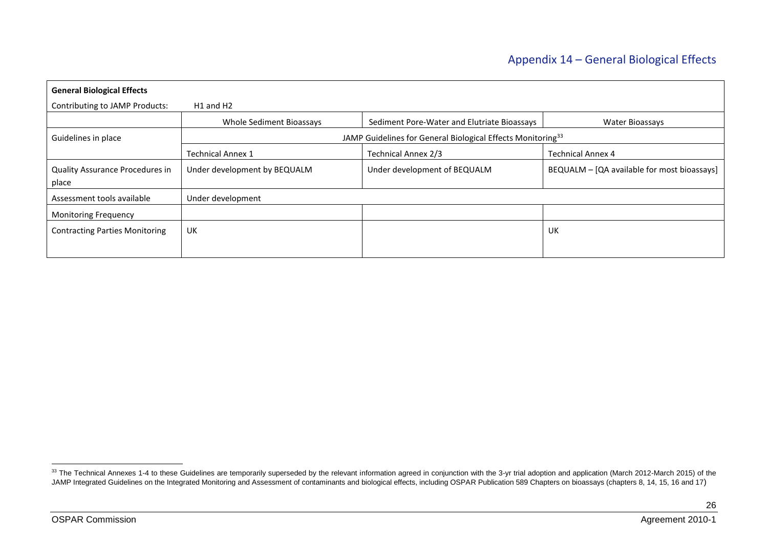# Appendix 14 – General Biological Effects

| **General Biological Effects** | | | |
|---|---|---|---|
| Contributing to JAMP Products: | H1 and H2 | | |
| | Whole Sediment Bioassays | Sediment Pore-Water and Elutriate Bioassays | Water Bioassays |
| Guidelines in place | JAMP Guidelines for General Biological Effects Monitoring[33] | | |
| | Technical Annex 1 | Technical Annex 2/3 | Technical Annex 4 |
| Quality Assurance Procedures in place | Under development by BEQUALM | Under development of BEQUALM | BEQUALM – [QA available for most bioassays] |
| Assessment tools available | Under development | | |
| Monitoring Frequency | | | |
| Contracting Parties Monitoring | UK | | UK |

[33] The Technical Annexes 1-4 to these Guidelines are temporarily superseded by the relevant information agreed in conjunction with the 3-yr trial adoption and application (March 2012-March 2015) of the JAMP Integrated Guidelines on the Integrated Monitoring and Assessment of contaminants and biological effects, including OSPAR Publication 589 Chapters on bioassays (chapters 8, 14, 15, 16 and 17)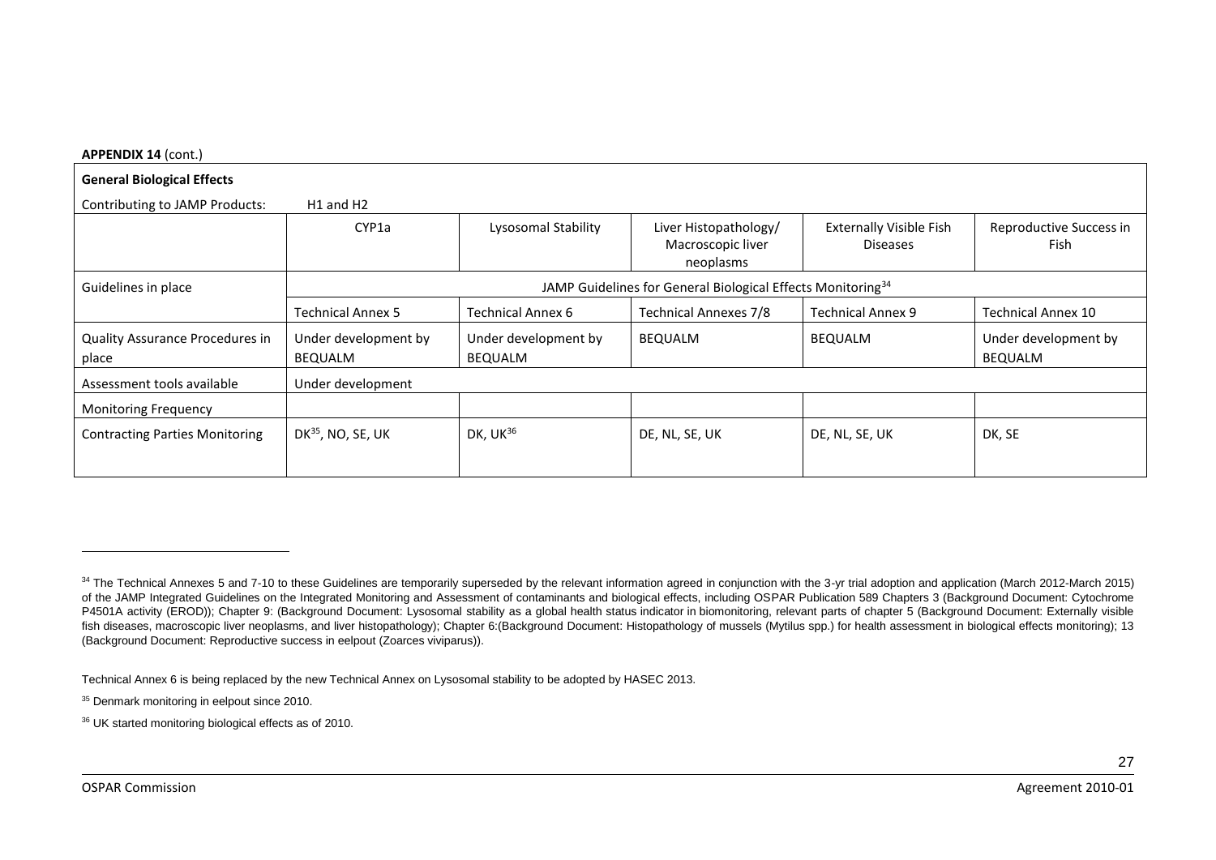**APPENDIX 14** (cont.)

| **General Biological Effects** | | | | | |
|---|---|---|---|---|---|
| Contributing to JAMP Products: | H1 and H2 | | | | |
| | CYP1a | Lysosomal Stability | Liver Histopathology/ Macroscopic liver neoplasms | Externally Visible Fish Diseases | Reproductive Success in Fish |
| Guidelines in place | JAMP Guidelines for General Biological Effects Monitoring[34] | | | | |
| | Technical Annex 5 | Technical Annex 6 | Technical Annexes 7/8 | Technical Annex 9 | Technical Annex 10 |
| Quality Assurance Procedures in place | Under development by BEQUALM | Under development by BEQUALM | BEQUALM | BEQUALM | Under development by BEQUALM |
| Assessment tools available | Under development | | | | |
| Monitoring Frequency | | | | | |
| Contracting Parties Monitoring | DK[35], NO, SE, UK | DK, UK[36] | DE, NL, SE, UK | DE, NL, SE, UK | DK, SE |

---

[34] The Technical Annexes 5 and 7-10 to these Guidelines are temporarily superseded by the relevant information agreed in conjunction with the 3-yr trial adoption and application (March 2012-March 2015) of the JAMP Integrated Guidelines on the Integrated Monitoring and Assessment of contaminants and biological effects, including OSPAR Publication 589 Chapters 3 (Background Document: Cytochrome P4501A activity (EROD)); Chapter 9: (Background Document: Lysosomal stability as a global health status indicator in biomonitoring, relevant parts of chapter 5 (Background Document: Externally visible fish diseases, macroscopic liver neoplasms, and liver histopathology); Chapter 6:(Background Document: Histopathology of mussels (Mytilus spp.) for health assessment in biological effects monitoring); 13 (Background Document: Reproductive success in eelpout (Zoarces viviparus)).

Technical Annex 6 is being replaced by the new Technical Annex on Lysosomal stability to be adopted by HASEC 2013.

[35] Denmark monitoring in eelpout since 2010.

[36] UK started monitoring biological effects as of 2010.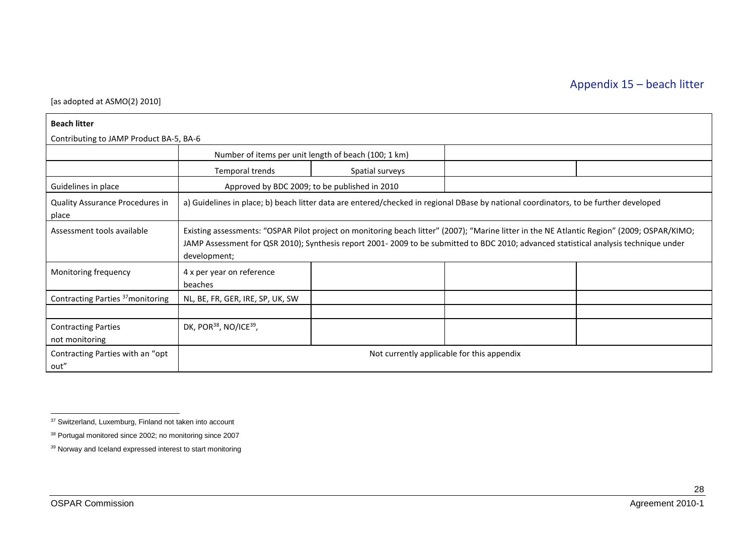## Appendix 15 – beach litter

[as adopted at ASMO(2) 2010]

| **Beach litter** | | | | |
|---|---|---|---|---|
| Contributing to JAMP Product BA-5, BA-6 | | | | |
| | Number of items per unit length of beach (100; 1 km) | | | |
| | Temporal trends | Spatial surveys | | |
| Guidelines in place | Approved by BDC 2009; to be published in 2010 | | | |
| Quality Assurance Procedures in place | a) Guidelines in place; b) beach litter data are entered/checked in regional DBase by national coordinators, to be further developed | | | |
| Assessment tools available | Existing assessments: "OSPAR Pilot project on monitoring beach litter" (2007); "Marine litter in the NE Atlantic Region" (2009; OSPAR/KIMO; JAMP Assessment for QSR 2010); Synthesis report 2001- 2009 to be submitted to BDC 2010; advanced statistical analysis technique under development; | | | |
| Monitoring frequency | 4 x per year on reference beaches | | | |
| Contracting Parties [37]monitoring | NL, BE, FR, GER, IRE, SP, UK, SW | | | |
| | | | | |
| Contracting Parties not monitoring | DK, POR[38], NO/ICE[39], | | | |
| Contracting Parties with an "opt out" | Not currently applicable for this appendix | | | |

[37] Switzerland, Luxemburg, Finland not taken into account

[38] Portugal monitored since 2002; no monitoring since 2007

[39] Norway and Iceland expressed interest to start monitoring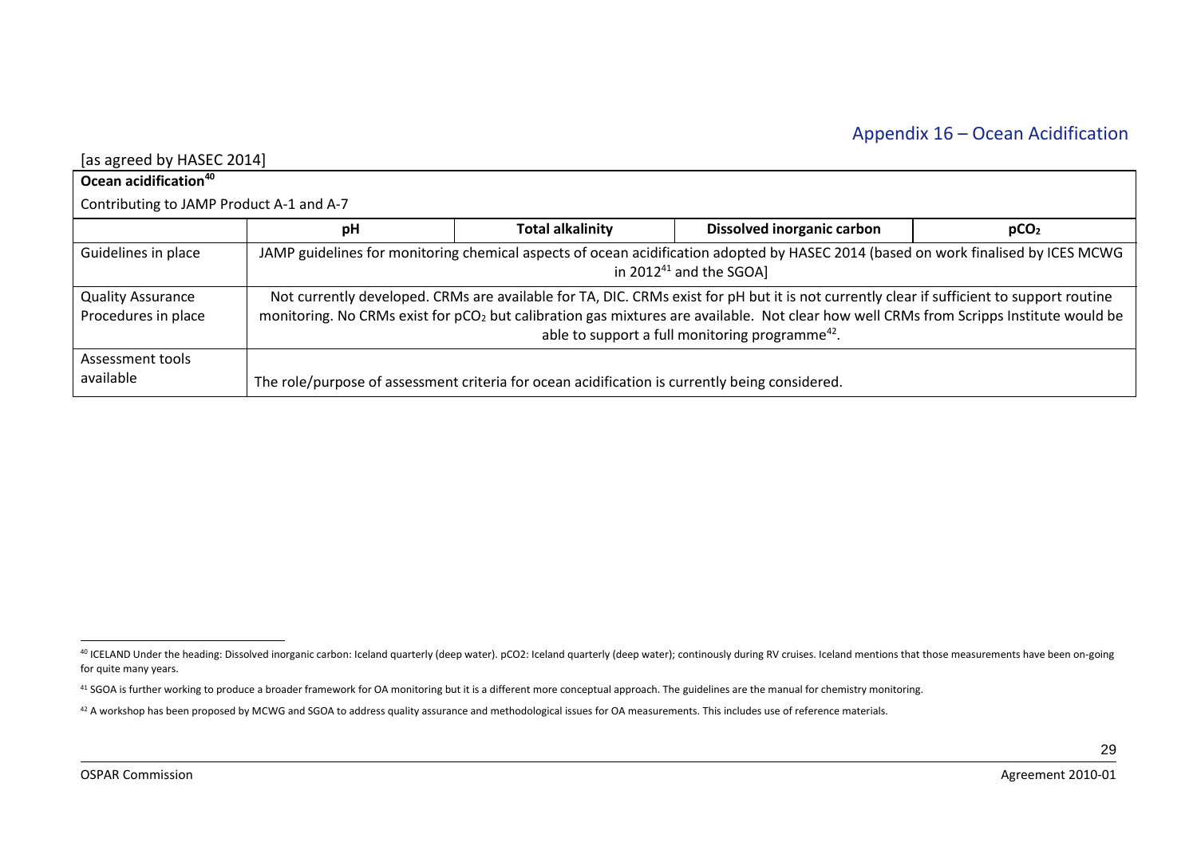## Appendix 16 – Ocean Acidification

[as agreed by HASEC 2014]

| **Ocean acidification[40]** | | | | |
|---|---|---|---|---|
| Contributing to JAMP Product A-1 and A-7 | | | | |
| | **pH** | **Total alkalinity** | **Dissolved inorganic carbon** | **$pCO_2$** |
| Guidelines in place | JAMP guidelines for monitoring chemical aspects of ocean acidification adopted by HASEC 2014 (based on work finalised by ICES MCWG in 2012[41] and the SGOA] | | | |
| Quality Assurance Procedures in place | Not currently developed. CRMs are available for TA, DIC. CRMs exist for pH but it is not currently clear if sufficient to support routine monitoring. No CRMs exist for $pCO_2$ but calibration gas mixtures are available. Not clear how well CRMs from Scripps Institute would be able to support a full monitoring programme[42]. | | | |
| Assessment tools available | The role/purpose of assessment criteria for ocean acidification is currently being considered. | | | |

[40] ICELAND Under the heading: Dissolved inorganic carbon: Iceland quarterly (deep water). pCO2: Iceland quarterly (deep water); continously during RV cruises. Iceland mentions that those measurements have been on-going for quite many years.

[41] SGOA is further working to produce a broader framework for OA monitoring but it is a different more conceptual approach. The guidelines are the manual for chemistry monitoring.

[42] A workshop has been proposed by MCWG and SGOA to address quality assurance and methodological issues for OA measurements. This includes use of reference materials.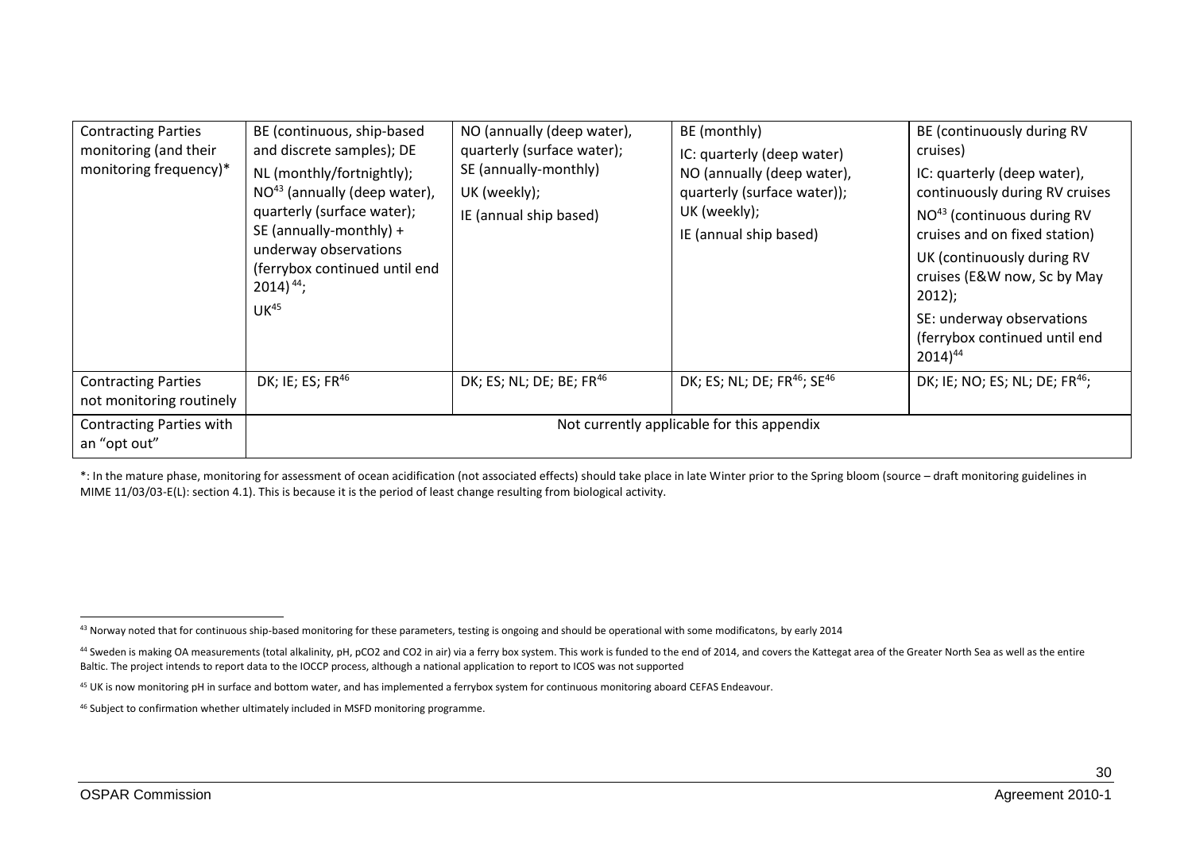| | | | | |
|---|---|---|---|---|
| Contracting Parties monitoring (and their monitoring frequency)* | BE (continuous, ship-based and discrete samples); DE<br>NL (monthly/fortnightly);<br>NO[43] (annually (deep water), quarterly (surface water);<br>SE (annually-monthly) + underway observations (ferrybox continued until end 2014)[44];<br>UK[45] | NO (annually (deep water), quarterly (surface water);<br>SE (annually-monthly)<br>UK (weekly);<br>IE (annual ship based) | BE (monthly)<br>IC: quarterly (deep water)<br>NO (annually (deep water), quarterly (surface water));<br>UK (weekly);<br>IE (annual ship based) | BE (continuously during RV cruises)<br>IC: quarterly (deep water), continuously during RV cruises<br>NO[43] (continuous during RV cruises and on fixed station)<br>UK (continuously during RV cruises (E&W now, Sc by May 2012);<br>SE: underway observations (ferrybox continued until end 2014)[44] |
| Contracting Parties not monitoring routinely | DK; IE; ES; FR[46] | DK; ES; NL; DE; BE; FR[46] | DK; ES; NL; DE; FR[46]; SE[46] | DK; IE; NO; ES; NL; DE; FR[46]; |
| Contracting Parties with an "opt out" | Not currently applicable for this appendix | | | |

*: In the mature phase, monitoring for assessment of ocean acidification (not associated effects) should take place in late Winter prior to the Spring bloom (source – draft monitoring guidelines in MIME 11/03/03-E(L): section 4.1). This is because it is the period of least change resulting from biological activity.

---

[43] Norway noted that for continuous ship-based monitoring for these parameters, testing is ongoing and should be operational with some modificatons, by early 2014

[44] Sweden is making OA measurements (total alkalinity, pH, pCO2 and CO2 in air) via a ferry box system. This work is funded to the end of 2014, and covers the Kattegat area of the Greater North Sea as well as the entire Baltic. The project intends to report data to the IOCCP process, although a national application to report to ICOS was not supported

[45] UK is now monitoring pH in surface and bottom water, and has implemented a ferrybox system for continuous monitoring aboard CEFAS Endeavour.

[46] Subject to confirmation whether ultimately included in MSFD monitoring programme.